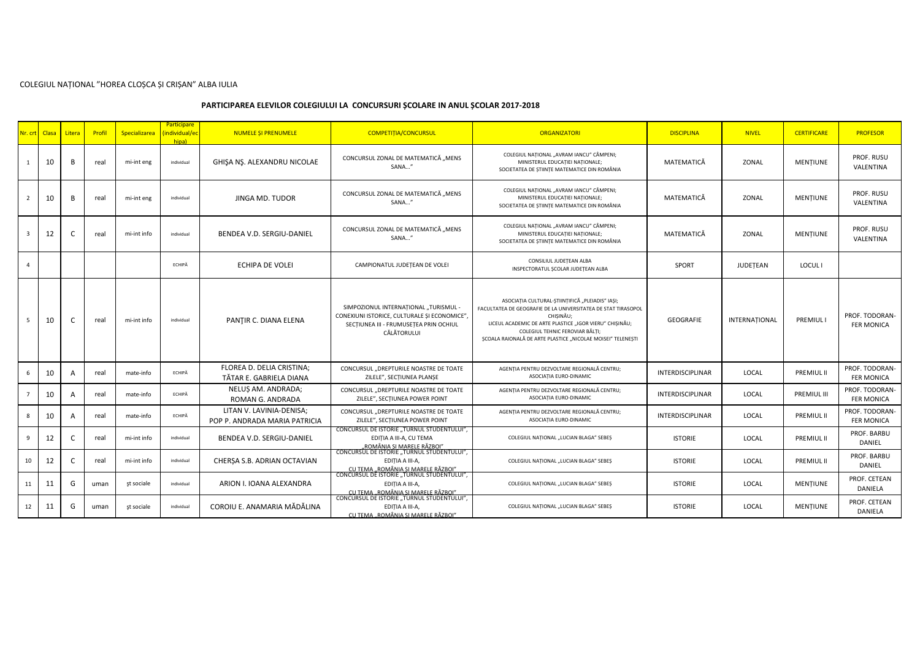COLEGIUL NAȚIONAL "HOREA CLOȘCA ȘI CRIȘAN" ALBA IULIA

## PARTICIPAREA ELEVILOR COLEGIULUI LA CONCURSURI ȘCOLARE IN ANUL ȘCOLAR 2017-2018

| Nr. crt | Clasa | Litera | Profil | Specializarea | Participare (individual/echipa) | NUMELE ȘI PRENUMELE | COMPETIȚIA/CONCURSUL | ORGANIZATORI | DISCIPLINA | NIVEL | CERTIFICARE | PROFESOR |
|---|---|---|---|---|---|---|---|---|---|---|---|---|
| 1 | 10 | B | real | mi-int eng | individual | GHIȘA NȘ. ALEXANDRU NICOLAE | CONCURSUL ZONAL DE MATEMATICĂ „MENS SANA..." | COLEGIUL NAȚIONAL „AVRAM IANCU" CÂMPENI; MINISTERUL EDUCAȚIEI NAȚIONALE; SOCIETATEA DE ȘTIINȚE MATEMATICE DIN ROMÂNIA | MATEMATICĂ | ZONAL | MENȚIUNE | PROF. RUSU VALENTINA |
| 2 | 10 | B | real | mi-int eng | individual | JINGA MD. TUDOR | CONCURSUL ZONAL DE MATEMATICĂ „MENS SANA..." | COLEGIUL NAȚIONAL „AVRAM IANCU" CÂMPENI; MINISTERUL EDUCAȚIEI NAȚIONALE; SOCIETATEA DE ȘTIINȚE MATEMATICE DIN ROMÂNIA | MATEMATICĂ | ZONAL | MENȚIUNE | PROF. RUSU VALENTINA |
| 3 | 12 | C | real | mi-int info | individual | BENDEA V.D. SERGIU-DANIEL | CONCURSUL ZONAL DE MATEMATICĂ „MENS SANA..." | COLEGIUL NAȚIONAL „AVRAM IANCU" CÂMPENI; MINISTERUL EDUCAȚIEI NAȚIONALE; SOCIETATEA DE ȘTIINȚE MATEMATICE DIN ROMÂNIA | MATEMATICĂ | ZONAL | MENȚIUNE | PROF. RUSU VALENTINA |
| 4 | | | | | ECHIPĂ | ECHIPA DE VOLEI | CAMPIONATUL JUDEȚEAN DE VOLEI | CONSILIUL JUDEȚEAN ALBA; INSPECTORATUL ȘCOLAR JUDEȚEAN ALBA | SPORT | JUDEȚEAN | LOCUL I | |
| 5 | 10 | C | real | mi-int info | individual | PANȚIR C. DIANA ELENA | SIMPOZIONUL INTERNAȚIONAL „TURISMUL - CONEXIUNI ISTORICE, CULTURALE ȘI ECONOMICE", SECȚIUNEA III - FRUMUSEȚEA PRIN OCHIUL CĂLĂTORULUI | ASOCIAȚIA CULTURAL-ȘTIINȚIFICĂ „PLEIADIS" IAȘI; FACULTATEA DE GEOGRAFIE DE LA UNIVERSITATEA DE STAT TIRASOPOL CHIȘINĂU; LICEUL ACADEMIC DE ARTE PLASTICE „IGOR VIERU" CHIȘINĂU; COLEGIUL TEHNIC FEROVIAR BĂLȚI; ȘCOALA RAIONALĂ DE ARTE PLASTICE „NICOLAE MOISEI" TELENEȘTI | GEOGRAFIE | INTERNAȚIONAL | PREMIUL I | PROF. TODORAN-FER MONICA |
| 6 | 10 | A | real | mate-info | ECHIPĂ | FLOREA D. DELIA CRISTINA; TĂTAR E. GABRIELA DIANA | CONCURSUL „DREPTURILE NOASTRE DE TOATE ZILELE", SECȚIUNEA PLANȘE | AGENȚIA PENTRU DEZVOLTARE REGIONALĂ CENTRU; ASOCIAȚIA EURO-DINAMIC | INTERDISCIPLINAR | LOCAL | PREMIUL II | PROF. TODORAN-FER MONICA |
| 7 | 10 | A | real | mate-info | ECHIPĂ | NELUȘ AM. ANDRADA; ROMAN G. ANDRADA | CONCURSUL „DREPTURILE NOASTRE DE TOATE ZILELE", SECȚIUNEA POWER POINT | AGENȚIA PENTRU DEZVOLTARE REGIONALĂ CENTRU; ASOCIAȚIA EURO-DINAMIC | INTERDISCIPLINAR | LOCAL | PREMIUL III | PROF. TODORAN-FER MONICA |
| 8 | 10 | A | real | mate-info | ECHIPĂ | LITAN V. LAVINIA-DENISA; POP P. ANDRADA MARIA PATRICIA | CONCURSUL „DREPTURILE NOASTRE DE TOATE ZILELE", SECȚIUNEA POWER POINT | AGENȚIA PENTRU DEZVOLTARE REGIONALĂ CENTRU; ASOCIAȚIA EURO-DINAMIC | INTERDISCIPLINAR | LOCAL | PREMIUL II | PROF. TODORAN-FER MONICA |
| 9 | 12 | C | real | mi-int info | individual | BENDEA V.D. SERGIU-DANIEL | CONCURSUL DE ISTORIE „TURNUL STUDENȚILOR", EDIȚIA A III-A, CU TEMA „ROMÂNIA ȘI MARELE RĂZBOI" | COLEGIUL NAȚIONAL „LUCIAN BLAGA" SEBEȘ | ISTORIE | LOCAL | PREMIUL II | PROF. BARBU DANIEL |
| 10 | 12 | C | real | mi-int info | individual | CHERȘA S.B. ADRIAN OCTAVIAN | CONCURSUL DE ISTORIE „TURNUL STUDENȚILOR", EDIȚIA A III-A, CU TEMA „ROMÂNIA ȘI MARELE RĂZBOI" | COLEGIUL NAȚIONAL „LUCIAN BLAGA" SEBEȘ | ISTORIE | LOCAL | PREMIUL II | PROF. BARBU DANIEL |
| 11 | 11 | G | uman | șt sociale | individual | ARION I. IOANA ALEXANDRA | CONCURSUL DE ISTORIE „TURNUL STUDENȚILOR", EDIȚIA A III-A, CU TEMA „ROMÂNIA ȘI MARELE RĂZBOI" | COLEGIUL NAȚIONAL „LUCIAN BLAGA" SEBEȘ | ISTORIE | LOCAL | MENȚIUNE | PROF. CETEAN DANIELA |
| 12 | 11 | G | uman | șt sociale | individual | COROIU E. ANAMARIA MĂDĂLINA | CONCURSUL DE ISTORIE „TURNUL STUDENȚILOR", EDIȚIA A III-A, CU TEMA „ROMÂNIA ȘI MARELE RĂZBOI" | COLEGIUL NAȚIONAL „LUCIAN BLAGA" SEBEȘ | ISTORIE | LOCAL | MENȚIUNE | PROF. CETEAN DANIELA |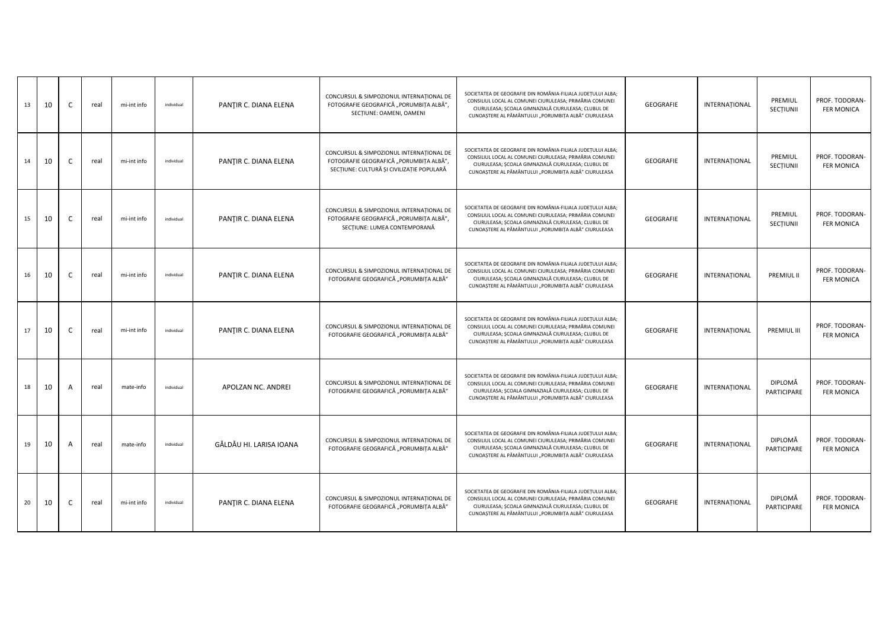| 13 | 10 | C | real | mi-int info | individual | PANŢIR C. DIANA ELENA | CONCURSUL & SIMPOZIONUL INTERNAȚIONAL DE FOTOGRAFIE GEOGRAFICĂ „PORUMBIȚA ALBĂ", SECȚIUNE: OAMENI, OAMENI | SOCIETATEA DE GEOGRAFIE DIN ROMÂNIA-FILIALA JUDEȚULUI ALBA; CONSILIUL LOCAL AL COMUNEI CIURULEASA; PRIMĂRIA COMUNEI CIURULEASA; ŞCOALA GIMNAZIALĂ CIURULEASA; CLUBUL DE CUNOAȘTERE AL PĂMÂNTULUI „PORUMBIȚA ALBĂ" CIURULEASA | GEOGRAFIE | INTERNAȚIONAL | PREMIUL SECȚIUNII | PROF. TODORAN-FER MONICA |
|---|---|---|---|---|---|---|---|---|---|---|---|---|
| 14 | 10 | C | real | mi-int info | individual | PANŢIR C. DIANA ELENA | CONCURSUL & SIMPOZIONUL INTERNAȚIONAL DE FOTOGRAFIE GEOGRAFICĂ „PORUMBIȚA ALBĂ", SECȚIUNE: CULTURĂ ȘI CIVILIZAȚIE POPULARĂ | SOCIETATEA DE GEOGRAFIE DIN ROMÂNIA-FILIALA JUDEȚULUI ALBA; CONSILIUL LOCAL AL COMUNEI CIURULEASA; PRIMĂRIA COMUNEI CIURULEASA; ŞCOALA GIMNAZIALĂ CIURULEASA; CLUBUL DE CUNOAȘTERE AL PĂMÂNTULUI „PORUMBIȚA ALBĂ" CIURULEASA | GEOGRAFIE | INTERNAȚIONAL | PREMIUL SECȚIUNII | PROF. TODORAN-FER MONICA |
| 15 | 10 | C | real | mi-int info | individual | PANŢIR C. DIANA ELENA | CONCURSUL & SIMPOZIONUL INTERNAȚIONAL DE FOTOGRAFIE GEOGRAFICĂ „PORUMBIȚA ALBĂ", SECȚIUNE: LUMEA CONTEMPORANĂ | SOCIETATEA DE GEOGRAFIE DIN ROMÂNIA-FILIALA JUDEȚULUI ALBA; CONSILIUL LOCAL AL COMUNEI CIURULEASA; PRIMĂRIA COMUNEI CIURULEASA; ŞCOALA GIMNAZIALĂ CIURULEASA; CLUBUL DE CUNOAȘTERE AL PĂMÂNTULUI „PORUMBIȚA ALBĂ" CIURULEASA | GEOGRAFIE | INTERNAȚIONAL | PREMIUL SECȚIUNII | PROF. TODORAN-FER MONICA |
| 16 | 10 | C | real | mi-int info | individual | PANŢIR C. DIANA ELENA | CONCURSUL & SIMPOZIONUL INTERNAȚIONAL DE FOTOGRAFIE GEOGRAFICĂ „PORUMBIȚA ALBĂ" | SOCIETATEA DE GEOGRAFIE DIN ROMÂNIA-FILIALA JUDEȚULUI ALBA; CONSILIUL LOCAL AL COMUNEI CIURULEASA; PRIMĂRIA COMUNEI CIURULEASA; ŞCOALA GIMNAZIALĂ CIURULEASA; CLUBUL DE CUNOAȘTERE AL PĂMÂNTULUI „PORUMBIȚA ALBĂ" CIURULEASA | GEOGRAFIE | INTERNAȚIONAL | PREMIUL II | PROF. TODORAN-FER MONICA |
| 17 | 10 | C | real | mi-int info | individual | PANŢIR C. DIANA ELENA | CONCURSUL & SIMPOZIONUL INTERNAȚIONAL DE FOTOGRAFIE GEOGRAFICĂ „PORUMBIȚA ALBĂ" | SOCIETATEA DE GEOGRAFIE DIN ROMÂNIA-FILIALA JUDEȚULUI ALBA; CONSILIUL LOCAL AL COMUNEI CIURULEASA; PRIMĂRIA COMUNEI CIURULEASA; ŞCOALA GIMNAZIALĂ CIURULEASA; CLUBUL DE CUNOAȘTERE AL PĂMÂNTULUI „PORUMBIȚA ALBĂ" CIURULEASA | GEOGRAFIE | INTERNAȚIONAL | PREMIUL III | PROF. TODORAN-FER MONICA |
| 18 | 10 | A | real | mate-info | individual | APOLZAN NC. ANDREI | CONCURSUL & SIMPOZIONUL INTERNAȚIONAL DE FOTOGRAFIE GEOGRAFICĂ „PORUMBIȚA ALBĂ" | SOCIETATEA DE GEOGRAFIE DIN ROMÂNIA-FILIALA JUDEȚULUI ALBA; CONSILIUL LOCAL AL COMUNEI CIURULEASA; PRIMĂRIA COMUNEI CIURULEASA; ŞCOALA GIMNAZIALĂ CIURULEASA; CLUBUL DE CUNOAȘTERE AL PĂMÂNTULUI „PORUMBIȚA ALBĂ" CIURULEASA | GEOGRAFIE | INTERNAȚIONAL | DIPLOMĂ PARTICIPARE | PROF. TODORAN-FER MONICA |
| 19 | 10 | A | real | mate-info | individual | GĂLDĂU HI. LARISA IOANA | CONCURSUL & SIMPOZIONUL INTERNAȚIONAL DE FOTOGRAFIE GEOGRAFICĂ „PORUMBIȚA ALBĂ" | SOCIETATEA DE GEOGRAFIE DIN ROMÂNIA-FILIALA JUDEȚULUI ALBA; CONSILIUL LOCAL AL COMUNEI CIURULEASA; PRIMĂRIA COMUNEI CIURULEASA; ŞCOALA GIMNAZIALĂ CIURULEASA; CLUBUL DE CUNOAȘTERE AL PĂMÂNTULUI „PORUMBIȚA ALBĂ" CIURULEASA | GEOGRAFIE | INTERNAȚIONAL | DIPLOMĂ PARTICIPARE | PROF. TODORAN-FER MONICA |
| 20 | 10 | C | real | mi-int info | individual | PANŢIR C. DIANA ELENA | CONCURSUL & SIMPOZIONUL INTERNAȚIONAL DE FOTOGRAFIE GEOGRAFICĂ „PORUMBIȚA ALBĂ" | SOCIETATEA DE GEOGRAFIE DIN ROMÂNIA-FILIALA JUDEȚULUI ALBA; CONSILIUL LOCAL AL COMUNEI CIURULEASA; PRIMĂRIA COMUNEI CIURULEASA; ŞCOALA GIMNAZIALĂ CIURULEASA; CLUBUL DE CUNOAȘTERE AL PĂMÂNTULUI „PORUMBIȚA ALBĂ" CIURULEASA | GEOGRAFIE | INTERNAȚIONAL | DIPLOMĂ PARTICIPARE | PROF. TODORAN-FER MONICA |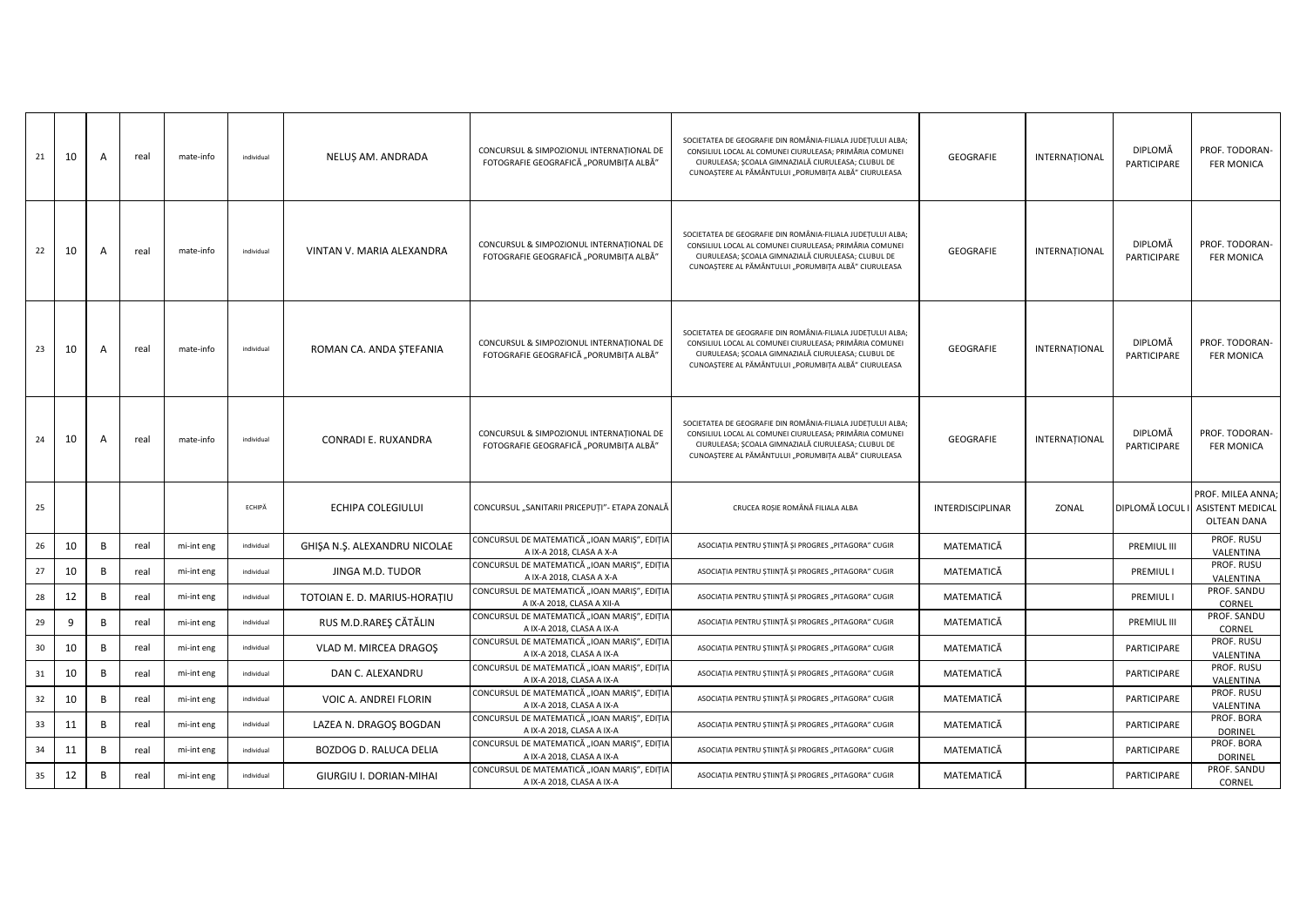| 21 | 10 | A | real | mate-info | individual | NELUȘ AM. ANDRADA | CONCURSUL & SIMPOZIONUL INTERNAȚIONAL DE FOTOGRAFIE GEOGRAFICĂ „PORUMBIȚA ALBĂ" | SOCIETATEA DE GEOGRAFIE DIN ROMÂNIA-FILIALA JUDEȚULUI ALBA; CONSILIUL LOCAL AL COMUNEI CIURULEASA; PRIMĂRIA COMUNEI CIURULEASA; ȘCOALA GIMNAZIALĂ CIURULEASA; CLUBUL DE CUNOAȘTERE AL PĂMÂNTULUI „PORUMBIȚA ALBĂ" CIURULEASA | GEOGRAFIE | INTERNAȚIONAL | DIPLOMĂ PARTICIPARE | PROF. TODORAN-FER MONICA |
|---|---|---|---|---|---|---|---|---|---|---|---|---|
| 22 | 10 | A | real | mate-info | individual | VINTAN V. MARIA ALEXANDRA | CONCURSUL & SIMPOZIONUL INTERNAȚIONAL DE FOTOGRAFIE GEOGRAFICĂ „PORUMBIȚA ALBĂ" | SOCIETATEA DE GEOGRAFIE DIN ROMÂNIA-FILIALA JUDEȚULUI ALBA; CONSILIUL LOCAL AL COMUNEI CIURULEASA; PRIMĂRIA COMUNEI CIURULEASA; ȘCOALA GIMNAZIALĂ CIURULEASA; CLUBUL DE CUNOAȘTERE AL PĂMÂNTULUI „PORUMBIȚA ALBĂ" CIURULEASA | GEOGRAFIE | INTERNAȚIONAL | DIPLOMĂ PARTICIPARE | PROF. TODORAN-FER MONICA |
| 23 | 10 | A | real | mate-info | individual | ROMAN CA. ANDA ȘTEFANIA | CONCURSUL & SIMPOZIONUL INTERNAȚIONAL DE FOTOGRAFIE GEOGRAFICĂ „PORUMBIȚA ALBĂ" | SOCIETATEA DE GEOGRAFIE DIN ROMÂNIA-FILIALA JUDEȚULUI ALBA; CONSILIUL LOCAL AL COMUNEI CIURULEASA; PRIMĂRIA COMUNEI CIURULEASA; ȘCOALA GIMNAZIALĂ CIURULEASA; CLUBUL DE CUNOAȘTERE AL PĂMÂNTULUI „PORUMBIȚA ALBĂ" CIURULEASA | GEOGRAFIE | INTERNAȚIONAL | DIPLOMĂ PARTICIPARE | PROF. TODORAN-FER MONICA |
| 24 | 10 | A | real | mate-info | individual | CONRADI E. RUXANDRA | CONCURSUL & SIMPOZIONUL INTERNAȚIONAL DE FOTOGRAFIE GEOGRAFICĂ „PORUMBIȚA ALBĂ" | SOCIETATEA DE GEOGRAFIE DIN ROMÂNIA-FILIALA JUDEȚULUI ALBA; CONSILIUL LOCAL AL COMUNEI CIURULEASA; PRIMĂRIA COMUNEI CIURULEASA; ȘCOALA GIMNAZIALĂ CIURULEASA; CLUBUL DE CUNOAȘTERE AL PĂMÂNTULUI „PORUMBIȚA ALBĂ" CIURULEASA | GEOGRAFIE | INTERNAȚIONAL | DIPLOMĂ PARTICIPARE | PROF. TODORAN-FER MONICA |
| 25 | | | | | ECHIPĂ | ECHIPA COLEGIULUI | CONCURSUL „SANITARII PRICEPUȚI"- ETAPA ZONALĂ | CRUCEA ROȘIE ROMÂNĂ FILIALA ALBA | INTERDISCIPLINAR | ZONAL | DIPLOMĂ LOCUL I | PROF. MILEA ANNA; ASISTENT MEDICAL OLTEAN DANA |
| 26 | 10 | B | real | mi-int eng | individual | GHIȘA N.Ș. ALEXANDRU NICOLAE | CONCURSUL DE MATEMATICĂ „IOAN MARIȘ", EDIȚIA A IX-A 2018, CLASA A X-A | ASOCIAȚIA PENTRU ȘTIINȚĂ ȘI PROGRES „PITAGORA" CUGIR | MATEMATICĂ | | PREMIUL III | PROF. RUSU VALENTINA |
| 27 | 10 | B | real | mi-int eng | individual | JINGA M.D. TUDOR | CONCURSUL DE MATEMATICĂ „IOAN MARIȘ", EDIȚIA A IX-A 2018, CLASA A X-A | ASOCIAȚIA PENTRU ȘTIINȚĂ ȘI PROGRES „PITAGORA" CUGIR | MATEMATICĂ | | PREMIUL I | PROF. RUSU VALENTINA |
| 28 | 12 | B | real | mi-int eng | individual | TOTOIAN E. D. MARIUS-HORAȚIU | CONCURSUL DE MATEMATICĂ „IOAN MARIȘ", EDIȚIA A IX-A 2018, CLASA A XII-A | ASOCIAȚIA PENTRU ȘTIINȚĂ ȘI PROGRES „PITAGORA" CUGIR | MATEMATICĂ | | PREMIUL I | PROF. SANDU CORNEL |
| 29 | 9 | B | real | mi-int eng | individual | RUS M.D.RAREȘ CĂTĂLIN | CONCURSUL DE MATEMATICĂ „IOAN MARIȘ", EDIȚIA A IX-A 2018, CLASA A IX-A | ASOCIAȚIA PENTRU ȘTIINȚĂ ȘI PROGRES „PITAGORA" CUGIR | MATEMATICĂ | | PREMIUL III | PROF. SANDU CORNEL |
| 30 | 10 | B | real | mi-int eng | individual | VLAD M. MIRCEA DRAGOȘ | CONCURSUL DE MATEMATICĂ „IOAN MARIȘ", EDIȚIA A IX-A 2018, CLASA A X-A | ASOCIAȚIA PENTRU ȘTIINȚĂ ȘI PROGRES „PITAGORA" CUGIR | MATEMATICĂ | | PARTICIPARE | PROF. RUSU VALENTINA |
| 31 | 10 | B | real | mi-int eng | individual | DAN C. ALEXANDRU | CONCURSUL DE MATEMATICĂ „IOAN MARIȘ", EDIȚIA A IX-A 2018, CLASA A X-A | ASOCIAȚIA PENTRU ȘTIINȚĂ ȘI PROGRES „PITAGORA" CUGIR | MATEMATICĂ | | PARTICIPARE | PROF. RUSU VALENTINA |
| 32 | 10 | B | real | mi-int eng | individual | VOIC A. ANDREI FLORIN | CONCURSUL DE MATEMATICĂ „IOAN MARIȘ", EDIȚIA A IX-A 2018, CLASA A X-A | ASOCIAȚIA PENTRU ȘTIINȚĂ ȘI PROGRES „PITAGORA" CUGIR | MATEMATICĂ | | PARTICIPARE | PROF. RUSU VALENTINA |
| 33 | 11 | B | real | mi-int eng | individual | LAZEA N. DRAGOȘ BOGDAN | CONCURSUL DE MATEMATICĂ „IOAN MARIȘ", EDIȚIA A IX-A 2018, CLASA A IX-A | ASOCIAȚIA PENTRU ȘTIINȚĂ ȘI PROGRES „PITAGORA" CUGIR | MATEMATICĂ | | PARTICIPARE | PROF. BORA DORINEL |
| 34 | 11 | B | real | mi-int eng | individual | BOZDOG D. RALUCA DELIA | CONCURSUL DE MATEMATICĂ „IOAN MARIȘ", EDIȚIA A IX-A 2018, CLASA A IX-A | ASOCIAȚIA PENTRU ȘTIINȚĂ ȘI PROGRES „PITAGORA" CUGIR | MATEMATICĂ | | PARTICIPARE | PROF. BORA DORINEL |
| 35 | 12 | B | real | mi-int eng | individual | GIURGIU I. DORIAN-MIHAI | CONCURSUL DE MATEMATICĂ „IOAN MARIȘ", EDIȚIA A IX-A 2018, CLASA A IX-A | ASOCIAȚIA PENTRU ȘTIINȚĂ ȘI PROGRES „PITAGORA" CUGIR | MATEMATICĂ | | PARTICIPARE | PROF. SANDU CORNEL |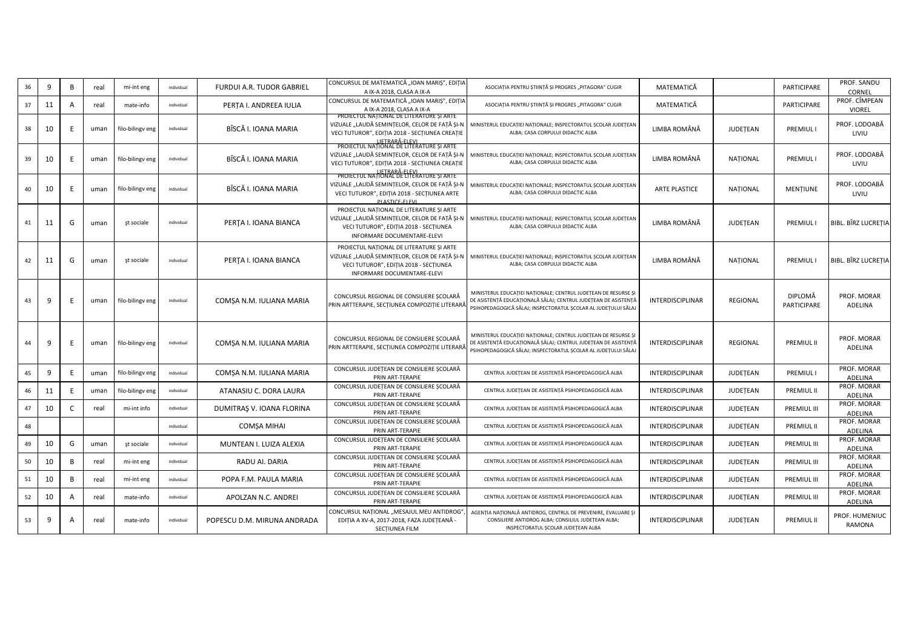| 36 | 9 | B | real | mi-int eng | individual | FURDUI A.R. TUDOR GABRIEL | CONCURSUL DE MATEMATICĂ „IOAN MARIȘ", EDIȚIA A IX-A 2018, CLASA A IX-A | ASOCIAȚIA PENTRU ȘTIINȚĂ ȘI PROGRES „PITAGORA" CUGIR | MATEMATICĂ | | PARTICIPARE | PROF. SANDU CORNEL |
|---|---|---|---|---|---|---|---|---|---|---|---|---|
| 37 | 11 | A | real | mate-info | individual | PERȚA I. ANDREEA IULIA | CONCURSUL DE MATEMATICĂ „IOAN MARIȘ", EDIȚIA A IX-A 2018, CLASA A IX-A | ASOCIAȚIA PENTRU ȘTIINȚĂ ȘI PROGRES „PITAGORA" CUGIR | MATEMATICĂ | | PARTICIPARE | PROF. CÎMPEAN VIOREL |
| 38 | 10 | E | uman | filo-bilingv eng | individual | BÎSCĂ I. IOANA MARIA | PROIECTUL NAȚIONAL DE LITERATURE ȘI ARTE VIZUALE „LAUDĂ SEMINȚELOR, CELOR DE FAȚĂ ȘI-N VECI TUTUROR", EDIȚIA 2018 - SECȚIUNEA CREAȚIE LIETRARĂ-ELEVI | MINISTERUL EDUCAȚIEI NAȚIONALE; INSPECTORATUL ȘCOLAR JUDEȚEAN ALBA; CASA CORPULUI DIDACTIC ALBA | LIMBA ROMÂNĂ | JUDEȚEAN | PREMIUL I | PROF. LODOABĂ LIVIU |
| 39 | 10 | E | uman | filo-bilingv eng | individual | BÎSCĂ I. IOANA MARIA | PROIECTUL NAȚIONAL DE LITERATURE ȘI ARTE VIZUALE „LAUDĂ SEMINȚELOR, CELOR DE FAȚĂ ȘI-N VECI TUTUROR", EDIȚIA 2018 - SECȚIUNEA CREAȚIE LIETRARĂ-ELEVI | MINISTERUL EDUCAȚIEI NAȚIONALE; INSPECTORATUL ȘCOLAR JUDEȚEAN ALBA; CASA CORPULUI DIDACTIC ALBA | LIMBA ROMÂNĂ | NAȚIONAL | PREMIUL I | PROF. LODOABĂ LIVIU |
| 40 | 10 | E | uman | filo-bilingv eng | individual | BÎSCĂ I. IOANA MARIA | PROIECTUL NAȚIONAL DE LITERATURE ȘI ARTE VIZUALE „LAUDĂ SEMINȚELOR, CELOR DE FAȚĂ ȘI-N VECI TUTUROR", EDIȚIA 2018 - SECȚIUNEA ARTE PLASTICE-ELEVI | MINISTERUL EDUCAȚIEI NAȚIONALE; INSPECTORATUL ȘCOLAR JUDEȚEAN ALBA; CASA CORPULUI DIDACTIC ALBA | ARTE PLASTICE | NAȚIONAL | MENȚIUNE | PROF. LODOABĂ LIVIU |
| 41 | 11 | G | uman | șt sociale | individual | PERȚA I. IOANA BIANCA | PROIECTUL NAȚIONAL DE LITERATURE ȘI ARTE VIZUALE „LAUDĂ SEMINȚELOR, CELOR DE FAȚĂ ȘI-N VECI TUTUROR", EDIȚIA 2018 - SECȚIUNEA INFORMARE DOCUMENTARE-ELEVI | MINISTERUL EDUCAȚIEI NAȚIONALE; INSPECTORATUL ȘCOLAR JUDEȚEAN ALBA; CASA CORPULUI DIDACTIC ALBA | LIMBA ROMÂNĂ | JUDEȚEAN | PREMIUL I | BIBL. BÎRZ LUCREȚIA |
| 42 | 11 | G | uman | șt sociale | individual | PERȚA I. IOANA BIANCA | PROIECTUL NAȚIONAL DE LITERATURE ȘI ARTE VIZUALE „LAUDĂ SEMINȚELOR, CELOR DE FAȚĂ ȘI-N VECI TUTUROR", EDIȚIA 2018 - SECȚIUNEA INFORMARE DOCUMENTARE-ELEVI | MINISTERUL EDUCAȚIEI NAȚIONALE; INSPECTORATUL ȘCOLAR JUDEȚEAN ALBA; CASA CORPULUI DIDACTIC ALBA | LIMBA ROMÂNĂ | NAȚIONAL | PREMIUL I | BIBL. BÎRZ LUCREȚIA |
| 43 | 9 | E | uman | filo-bilingv eng | individual | COMȘA N.M. IULIANA MARIA | CONCURSUL REGIONAL DE CONSILIERE ȘCOLARĂ PRIN ARTTERAPIE, SECȚIUNEA COMPOZIȚIE LITERARĂ | MINISTERUL EDUCAȚIEI NAȚIONALE; CENTRUL JUDEȚEAN DE RESURSE ȘI DE ASISTENȚĂ EDUCAȚIONALĂ SĂLAJ; CENTRUL JUDEȚEAN DE ASISTENȚĂ PSIHOPEDAGOGICĂ SĂLAJ; INSPECTORATUL ȘCOLAR AL JUDEȚULUI SĂLAJ | INTERDISCIPLINAR | REGIONAL | DIPLOMĂ PARTICIPARE | PROF. MORAR ADELINA |
| 44 | 9 | E | uman | filo-bilingv eng | individual | COMȘA N.M. IULIANA MARIA | CONCURSUL REGIONAL DE CONSILIERE ȘCOLARĂ PRIN ARTTERAPIE, SECȚIUNEA COMPOZIȚIE LITERARĂ | MINISTERUL EDUCAȚIEI NAȚIONALE; CENTRUL JUDEȚEAN DE RESURSE ȘI DE ASISTENȚĂ EDUCAȚIONALĂ SĂLAJ; CENTRUL JUDEȚEAN DE ASISTENȚĂ PSIHOPEDAGOGICĂ SĂLAJ; INSPECTORATUL ȘCOLAR AL JUDEȚULUI SĂLAJ | INTERDISCIPLINAR | REGIONAL | PREMIUL II | PROF. MORAR ADELINA |
| 45 | 9 | E | uman | filo-bilingv eng | individual | COMȘA N.M. IULIANA MARIA | CONCURSUL JUDEȚEAN DE CONSILIERE ȘCOLARĂ PRIN ART-TERAPIE | CENTRUL JUDEȚEAN DE ASISTENȚĂ PSIHOPEDAGOGICĂ ALBA | INTERDISCIPLINAR | JUDEȚEAN | PREMIUL I | PROF. MORAR ADELINA |
| 46 | 11 | E | uman | filo-bilingv eng | individual | ATANASIU C. DORA LAURA | CONCURSUL JUDEȚEAN DE CONSILIERE ȘCOLARĂ PRIN ART-TERAPIE | CENTRUL JUDEȚEAN DE ASISTENȚĂ PSIHOPEDAGOGICĂ ALBA | INTERDISCIPLINAR | JUDEȚEAN | PREMIUL II | PROF. MORAR ADELINA |
| 47 | 10 | C | real | mi-int info | individual | DUMITRAȘ V. IOANA FLORINA | CONCURSUL JUDEȚEAN DE CONSILIERE ȘCOLARĂ PRIN ART-TERAPIE | CENTRUL JUDEȚEAN DE ASISTENȚĂ PSIHOPEDAGOGICĂ ALBA | INTERDISCIPLINAR | JUDEȚEAN | PREMIUL III | PROF. MORAR ADELINA |
| 48 | | | | | individual | COMȘA MIHAI | CONCURSUL JUDEȚEAN DE CONSILIERE ȘCOLARĂ PRIN ART-TERAPIE | CENTRUL JUDEȚEAN DE ASISTENȚĂ PSIHOPEDAGOGICĂ ALBA | INTERDISCIPLINAR | JUDEȚEAN | PREMIUL II | PROF. MORAR ADELINA |
| 49 | 10 | G | uman | șt sociale | individual | MUNTEAN I. LUIZA ALEXIA | CONCURSUL JUDEȚEAN DE CONSILIERE ȘCOLARĂ PRIN ART-TERAPIE | CENTRUL JUDEȚEAN DE ASISTENȚĂ PSIHOPEDAGOGICĂ ALBA | INTERDISCIPLINAR | JUDEȚEAN | PREMIUL III | PROF. MORAR ADELINA |
| 50 | 10 | B | real | mi-int eng | individual | RADU AI. DARIA | CONCURSUL JUDEȚEAN DE CONSILIERE ȘCOLARĂ PRIN ART-TERAPIE | CENTRUL JUDEȚEAN DE ASISTENȚĂ PSIHOPEDAGOGICĂ ALBA | INTERDISCIPLINAR | JUDEȚEAN | PREMIUL III | PROF. MORAR ADELINA |
| 51 | 10 | B | real | mi-int eng | individual | POPA F.M. PAULA MARIA | CONCURSUL JUDEȚEAN DE CONSILIERE ȘCOLARĂ PRIN ART-TERAPIE | CENTRUL JUDEȚEAN DE ASISTENȚĂ PSIHOPEDAGOGICĂ ALBA | INTERDISCIPLINAR | JUDEȚEAN | PREMIUL III | PROF. MORAR ADELINA |
| 52 | 10 | A | real | mate-info | individual | APOLZAN N.C. ANDREI | CONCURSUL JUDEȚEAN DE CONSILIERE ȘCOLARĂ PRIN ART-TERAPIE | CENTRUL JUDEȚEAN DE ASISTENȚĂ PSIHOPEDAGOGICĂ ALBA | INTERDISCIPLINAR | JUDEȚEAN | PREMIUL III | PROF. MORAR ADELINA |
| 53 | 9 | A | real | mate-info | individual | POPESCU D.M. MIRUNA ANDRADA | CONCURSUL NAȚIONAL „MESAJUL MEU ANTIDROG", EDIȚIA A XV-A, 2017-2018, FAZA JUDEȚEANĂ - SECȚIUNEA FILM | AGENȚIA NAȚIONALĂ ANTIDROG, CENTRUL DE PREVENIRE, EVALUARE ȘI CONSILIERE ANTIDROG ALBA; CONSILIUL JUDEȚEAN ALBA; INSPECTORATUL ȘCOLAR JUDEȚEAN ALBA | INTERDISCIPLINAR | JUDEȚEAN | PREMIUL II | PROF. HUMENIUC RAMONA |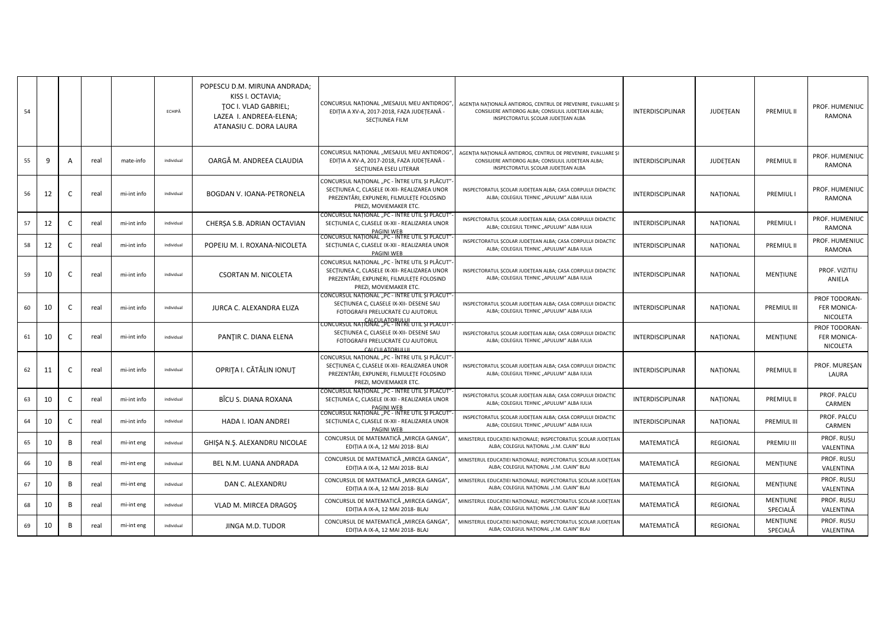| | | | | | | | | | | | |
|---|---|---|---|---|---|---|---|---|---|---|---|
| 54 | | | | ECHIPĂ | POPESCU D.M. MIRUNA ANDRADA; KISS I. OCTAVIA; ȚOC I. VLAD GABRIEL; LAZEA I. ANDREEA-ELENA; ATANASIU C. DORA LAURA | CONCURSUL NAȚIONAL „MESAJUL MEU ANTIDROG", EDIȚIA A XV-A, 2017-2018, FAZA JUDEȚEANĂ - SECȚIUNEA FILM | AGENȚIA NAȚIONALĂ ANTIDROG, CENTRUL DE PREVENIRE, EVALUARE ȘI CONSILIERE ANTIDROG ALBA; CONSILIUL JUDEȚEAN ALBA; INSPECTORATUL ȘCOLAR JUDEȚEAN ALBA | INTERDISCIPLINAR | JUDEȚEAN | PREMIUL II | PROF. HUMENIUC RAMONA |
| 55 | 9 | A | real | mate-info | individual | OARGĂ M. ANDREEA CLAUDIA | CONCURSUL NAȚIONAL „MESAJUL MEU ANTIDROG", EDIȚIA A XV-A, 2017-2018, FAZA JUDEȚEANĂ - SECȚIUNEA ESEU LITERAR | AGENȚIA NAȚIONALĂ ANTIDROG, CENTRUL DE PREVENIRE, EVALUARE ȘI CONSILIERE ANTIDROG ALBA; CONSILIUL JUDEȚEAN ALBA; INSPECTORATUL ȘCOLAR JUDEȚEAN ALBA | INTERDISCIPLINAR | JUDEȚEAN | PREMIUL II | PROF. HUMENIUC RAMONA |
| 56 | 12 | C | real | mi-int info | individual | BOGDAN V. IOANA-PETRONELA | CONCURSUL NAȚIONAL „PC - ÎNTRE UTIL ȘI PLĂCUT" - SECȚIUNEA C, CLASELE IX-XII- REALIZAREA UNOR PREZENTĂRI, EXPUNERI, FILMULEȚE FOLOSIND PREZI, MOVIEMAKER ETC. | INSPECTORATUL ȘCOLAR JUDEȚEAN ALBA; CASA CORPULUI DIDACTIC ALBA; COLEGIUL TEHNIC „APULUM" ALBA IULIA | INTERDISCIPLINAR | NAȚIONAL | PREMIUL I | PROF. HUMENIUC RAMONA |
| 57 | 12 | C | real | mi-int info | individual | CHERȘA S.B. ADRIAN OCTAVIAN | CONCURSUL NAȚIONAL „PC - ÎNTRE UTIL ȘI PLĂCUT" - SECȚIUNEA C, CLASELE IX-XII - REALIZAREA UNOR PAGINI WEB | INSPECTORATUL ȘCOLAR JUDEȚEAN ALBA; CASA CORPULUI DIDACTIC ALBA; COLEGIUL TEHNIC „APULUM" ALBA IULIA | INTERDISCIPLINAR | NAȚIONAL | PREMIUL I | PROF. HUMENIUC RAMONA |
| 58 | 12 | C | real | mi-int info | individual | POPEIU M. I. ROXANA-NICOLETA | CONCURSUL NAȚIONAL „PC - ÎNTRE UTIL ȘI PLĂCUT" - SECȚIUNEA C, CLASELE IX-XII - REALIZAREA UNOR PAGINI WEB | INSPECTORATUL ȘCOLAR JUDEȚEAN ALBA; CASA CORPULUI DIDACTIC ALBA; COLEGIUL TEHNIC „APULUM" ALBA IULIA | INTERDISCIPLINAR | NAȚIONAL | PREMIUL II | PROF. HUMENIUC RAMONA |
| 59 | 10 | C | real | mi-int info | individual | CSORTAN M. NICOLETA | CONCURSUL NAȚIONAL „PC - ÎNTRE UTIL ȘI PLĂCUT" - SECȚIUNEA C, CLASELE IX-XII- REALIZAREA UNOR PREZENTĂRI, EXPUNERI, FILMULEȚE FOLOSIND PREZI, MOVIEMAKER ETC. | INSPECTORATUL ȘCOLAR JUDEȚEAN ALBA; CASA CORPULUI DIDACTIC ALBA; COLEGIUL TEHNIC „APULUM" ALBA IULIA | INTERDISCIPLINAR | NAȚIONAL | MENȚIUNE | PROF. VIZITIU ANIELA |
| 60 | 10 | C | real | mi-int info | individual | JURCA C. ALEXANDRA ELIZA | CONCURSUL NAȚIONAL „PC - ÎNTRE UTIL ȘI PLĂCUT" - SECȚIUNEA C, CLASELE IX-XII- DESENE SAU FOTOGRAFII PRELUCRATE CU AJUTORUL CALCULATORULUI | INSPECTORATUL ȘCOLAR JUDEȚEAN ALBA; CASA CORPULUI DIDACTIC ALBA; COLEGIUL TEHNIC „APULUM" ALBA IULIA | INTERDISCIPLINAR | NAȚIONAL | PREMIUL III | PROF TODORAN-FER MONICA-NICOLETA |
| 61 | 10 | C | real | mi-int info | individual | PANȚIR C. DIANA ELENA | CONCURSUL NAȚIONAL „PC - ÎNTRE UTIL ȘI PLĂCUT" - SECȚIUNEA C, CLASELE IX-XII- DESENE SAU FOTOGRAFII PRELUCRATE CU AJUTORUL CALCULATORULUI | INSPECTORATUL ȘCOLAR JUDEȚEAN ALBA; CASA CORPULUI DIDACTIC ALBA; COLEGIUL TEHNIC „APULUM" ALBA IULIA | INTERDISCIPLINAR | NAȚIONAL | MENȚIUNE | PROF TODORAN-FER MONICA-NICOLETA |
| 62 | 11 | C | real | mi-int info | individual | OPRIȚA I. CĂTĂLIN IONUȚ | CONCURSUL NAȚIONAL „PC - ÎNTRE UTIL ȘI PLĂCUT" - SECȚIUNEA C, CLASELE IX-XII- REALIZAREA UNOR PREZENTĂRI, EXPUNERI, FILMULEȚE FOLOSIND PREZI, MOVIEMAKER ETC. | INSPECTORATUL ȘCOLAR JUDEȚEAN ALBA; CASA CORPULUI DIDACTIC ALBA; COLEGIUL TEHNIC „APULUM" ALBA IULIA | INTERDISCIPLINAR | NAȚIONAL | PREMIUL II | PROF. MUREȘAN LAURA |
| 63 | 10 | C | real | mi-int info | individual | BÎCU S. DIANA ROXANA | CONCURSUL NAȚIONAL „PC - ÎNTRE UTIL ȘI PLĂCUT" - SECȚIUNEA C, CLASELE IX-XII - REALIZAREA UNOR PAGINI WEB | INSPECTORATUL ȘCOLAR JUDEȚEAN ALBA; CASA CORPULUI DIDACTIC ALBA; COLEGIUL TEHNIC „APULUM" ALBA IULIA | INTERDISCIPLINAR | NAȚIONAL | PREMIUL II | PROF. PALCU CARMEN |
| 64 | 10 | C | real | mi-int info | individual | HADA I. IOAN ANDREI | CONCURSUL NAȚIONAL „PC - ÎNTRE UTIL ȘI PLĂCUT" - SECȚIUNEA C, CLASELE IX-XII - REALIZAREA UNOR PAGINI WEB | INSPECTORATUL ȘCOLAR JUDEȚEAN ALBA; CASA CORPULUI DIDACTIC ALBA; COLEGIUL TEHNIC „APULUM" ALBA IULIA | INTERDISCIPLINAR | NAȚIONAL | PREMIUL III | PROF. PALCU CARMEN |
| 65 | 10 | B | real | mi-int eng | individual | GHIȘA N.Ș. ALEXANDRU NICOLAE | CONCURSUL DE MATEMATICĂ „MIRCEA GANGA", EDIȚIA A IX-A, 12 MAI 2018- BLAJ | MINISTERUL EDUCAȚIEI NAȚIONALE; INSPECTORATUL ȘCOLAR JUDEȚEAN ALBA; COLEGIUL NAȚIONAL „I.M. CLAIN" BLAJ | MATEMATICĂ | REGIONAL | PREMIU III | PROF. RUSU VALENTINA |
| 66 | 10 | B | real | mi-int eng | individual | BEL N.M. LUANA ANDRADA | CONCURSUL DE MATEMATICĂ „MIRCEA GANGA", EDIȚIA A IX-A, 12 MAI 2018- BLAJ | MINISTERUL EDUCAȚIEI NAȚIONALE; INSPECTORATUL ȘCOLAR JUDEȚEAN ALBA; COLEGIUL NAȚIONAL „I.M. CLAIN" BLAJ | MATEMATICĂ | REGIONAL | MENȚIUNE | PROF. RUSU VALENTINA |
| 67 | 10 | B | real | mi-int eng | individual | DAN C. ALEXANDRU | CONCURSUL DE MATEMATICĂ „MIRCEA GANGA", EDIȚIA A IX-A, 12 MAI 2018- BLAJ | MINISTERUL EDUCAȚIEI NAȚIONALE; INSPECTORATUL ȘCOLAR JUDEȚEAN ALBA; COLEGIUL NAȚIONAL „I.M. CLAIN" BLAJ | MATEMATICĂ | REGIONAL | MENȚIUNE | PROF. RUSU VALENTINA |
| 68 | 10 | B | real | mi-int eng | individual | VLAD M. MIRCEA DRAGOȘ | CONCURSUL DE MATEMATICĂ „MIRCEA GANGA", EDIȚIA A IX-A, 12 MAI 2018- BLAJ | MINISTERUL EDUCAȚIEI NAȚIONALE; INSPECTORATUL ȘCOLAR JUDEȚEAN ALBA; COLEGIUL NAȚIONAL „I.M. CLAIN" BLAJ | MATEMATICĂ | REGIONAL | MENȚIUNE SPECIALĂ | PROF. RUSU VALENTINA |
| 69 | 10 | B | real | mi-int eng | individual | JINGA M.D. TUDOR | CONCURSUL DE MATEMATICĂ „MIRCEA GANGA", EDIȚIA A IX-A, 12 MAI 2018- BLAJ | MINISTERUL EDUCAȚIEI NAȚIONALE; INSPECTORATUL ȘCOLAR JUDEȚEAN ALBA; COLEGIUL NAȚIONAL „I.M. CLAIN" BLAJ | MATEMATICĂ | REGIONAL | MENȚIUNE SPECIALĂ | PROF. RUSU VALENTINA |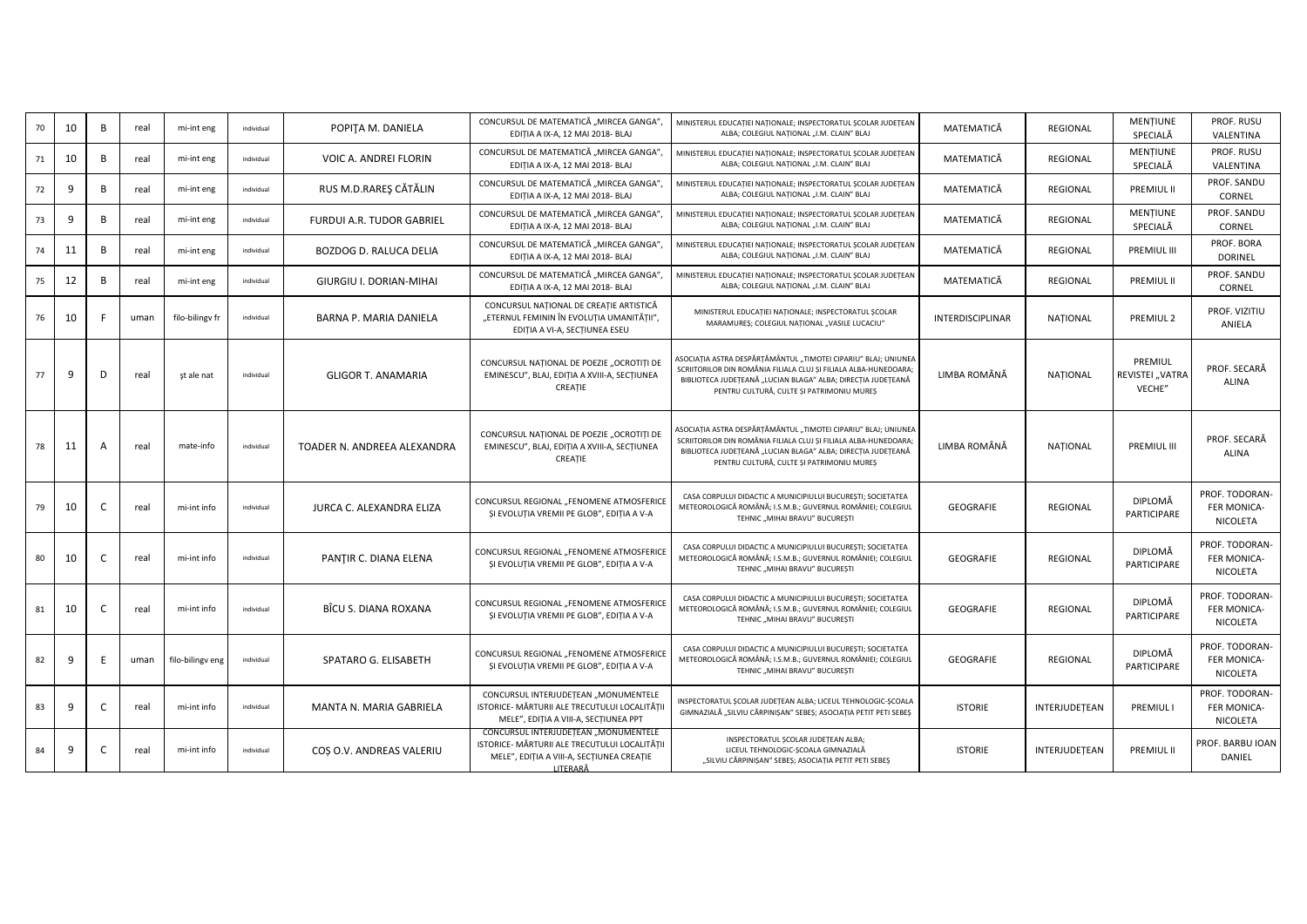| 70 | 10 | B | real | mi-int eng | individual | POPIȚA M. DANIELA | CONCURSUL DE MATEMATICĂ „MIRCEA GANGA", EDIȚIA A IX-A, 12 MAI 2018- BLAJ | MINISTERUL EDUCAȚIEI NAȚIONALE; INSPECTORATUL ȘCOLAR JUDEȚEAN ALBA; COLEGIUL NAȚIONAL „I.M. CLAIN" BLAJ | MATEMATICĂ | REGIONAL | MENȚIUNE SPECIALĂ | PROF. RUSU VALENTINA |
|---|---|---|---|---|---|---|---|---|---|---|---|---|
| 71 | 10 | B | real | mi-int eng | individual | VOIC A. ANDREI FLORIN | CONCURSUL DE MATEMATICĂ „MIRCEA GANGA", EDIȚIA A IX-A, 12 MAI 2018- BLAJ | MINISTERUL EDUCAȚIEI NAȚIONALE; INSPECTORATUL ȘCOLAR JUDEȚEAN ALBA; COLEGIUL NAȚIONAL „I.M. CLAIN" BLAJ | MATEMATICĂ | REGIONAL | MENȚIUNE SPECIALĂ | PROF. RUSU VALENTINA |
| 72 | 9 | B | real | mi-int eng | individual | RUS M.D.RAREȘ CĂTĂLIN | CONCURSUL DE MATEMATICĂ „MIRCEA GANGA", EDIȚIA A IX-A, 12 MAI 2018- BLAJ | MINISTERUL EDUCAȚIEI NAȚIONALE; INSPECTORATUL ȘCOLAR JUDEȚEAN ALBA; COLEGIUL NAȚIONAL „I.M. CLAIN" BLAJ | MATEMATICĂ | REGIONAL | PREMIUL II | PROF. SANDU CORNEL |
| 73 | 9 | B | real | mi-int eng | individual | FURDUI A.R. TUDOR GABRIEL | CONCURSUL DE MATEMATICĂ „MIRCEA GANGA", EDIȚIA A IX-A, 12 MAI 2018- BLAJ | MINISTERUL EDUCAȚIEI NAȚIONALE; INSPECTORATUL ȘCOLAR JUDEȚEAN ALBA; COLEGIUL NAȚIONAL „I.M. CLAIN" BLAJ | MATEMATICĂ | REGIONAL | MENȚIUNE SPECIALĂ | PROF. SANDU CORNEL |
| 74 | 11 | B | real | mi-int eng | individual | BOZDOG D. RALUCA DELIA | CONCURSUL DE MATEMATICĂ „MIRCEA GANGA", EDIȚIA A IX-A, 12 MAI 2018- BLAJ | MINISTERUL EDUCAȚIEI NAȚIONALE; INSPECTORATUL ȘCOLAR JUDEȚEAN ALBA; COLEGIUL NAȚIONAL „I.M. CLAIN" BLAJ | MATEMATICĂ | REGIONAL | PREMIUL III | PROF. BORA DORINEL |
| 75 | 12 | B | real | mi-int eng | individual | GIURGIU I. DORIAN-MIHAI | CONCURSUL DE MATEMATICĂ „MIRCEA GANGA", EDIȚIA A IX-A, 12 MAI 2018- BLAJ | MINISTERUL EDUCAȚIEI NAȚIONALE; INSPECTORATUL ȘCOLAR JUDEȚEAN ALBA; COLEGIUL NAȚIONAL „I.M. CLAIN" BLAJ | MATEMATICĂ | REGIONAL | PREMIUL II | PROF. SANDU CORNEL |
| 76 | 10 | F | uman | filo-bilingv fr | individual | BARNA P. MARIA DANIELA | CONCURSUL NAȚIONAL DE CREAȚIE ARTISTICĂ „ETERNUL FEMININ ÎN EVOLUȚIA UMANITĂȚII", EDIȚIA A VI-A, SECȚIUNEA ESEU | MINISTERUL EDUCAȚIEI NAȚIONALE; INSPECTORATUL ȘCOLAR MARAMUREȘ; COLEGIUL NAȚIONAL „VASILE LUCACIU" | INTERDISCIPLINAR | NAȚIONAL | PREMIUL 2 | PROF. VIZITIU ANIELA |
| 77 | 9 | D | real | șt ale nat | individual | GLIGOR T. ANAMARIA | CONCURSUL NAȚIONAL DE POEZIE „OCROTIȚI DE EMINESCU", BLAJ, EDIȚIA A XVIII-A, SECȚIUNEA CREAȚIE | ASOCIAȚIA ASTRA DESPĂRȚĂMÂNTUL „TIMOTEI CIPARIU" BLAJ; UNIUNEA SCRIITORILOR DIN ROMÂNIA FILIALA CLUJ ȘI FILIALA ALBA-HUNEDOARA; BIBLIOTECA JUDEȚEANĂ „LUCIAN BLAGA" ALBA; DIRECȚIA JUDEȚEANĂ PENTRU CULTURĂ, CULTE ȘI PATRIMONIU MUREȘ | LIMBA ROMÂNĂ | NAȚIONAL | PREMIUL REVISTEI „VATRA VECHE" | PROF. SECARĂ ALINA |
| 78 | 11 | A | real | mate-info | individual | TOADER N. ANDREEA ALEXANDRA | CONCURSUL NAȚIONAL DE POEZIE „OCROTIȚI DE EMINESCU", BLAJ, EDIȚIA A XVIII-A, SECȚIUNEA CREAȚIE | ASOCIAȚIA ASTRA DESPĂRȚĂMÂNTUL „TIMOTEI CIPARIU" BLAJ; UNIUNEA SCRIITORILOR DIN ROMÂNIA FILIALA CLUJ ȘI FILIALA ALBA-HUNEDOARA; BIBLIOTECA JUDEȚEANĂ „LUCIAN BLAGA" ALBA; DIRECȚIA JUDEȚEANĂ PENTRU CULTURĂ, CULTE ȘI PATRIMONIU MUREȘ | LIMBA ROMÂNĂ | NAȚIONAL | PREMIUL III | PROF. SECARĂ ALINA |
| 79 | 10 | C | real | mi-int info | individual | JURCA C. ALEXANDRA ELIZA | CONCURSUL REGIONAL „FENOMENE ATMOSFERICE ȘI EVOLUȚIA VREMII PE GLOB", EDIȚIA A V-A | CASA CORPULUI DIDACTIC A MUNICIPIULUI BUCUREȘTI; SOCIETATEA METEOROLOGICĂ ROMÂNĂ; I.S.M.B.; GUVERNUL ROMÂNIEI; COLEGIUL TEHNIC „MIHAI BRAVU" BUCUREȘTI | GEOGRAFIE | REGIONAL | DIPLOMĂ PARTICIPARE | PROF. TODORAN-FER MONICA-NICOLETA |
| 80 | 10 | C | real | mi-int info | individual | PANȚIR C. DIANA ELENA | CONCURSUL REGIONAL „FENOMENE ATMOSFERICE ȘI EVOLUȚIA VREMII PE GLOB", EDIȚIA A V-A | CASA CORPULUI DIDACTIC A MUNICIPIULUI BUCUREȘTI; SOCIETATEA METEOROLOGICĂ ROMÂNĂ; I.S.M.B.; GUVERNUL ROMÂNIEI; COLEGIUL TEHNIC „MIHAI BRAVU" BUCUREȘTI | GEOGRAFIE | REGIONAL | DIPLOMĂ PARTICIPARE | PROF. TODORAN-FER MONICA-NICOLETA |
| 81 | 10 | C | real | mi-int info | individual | BÎCU S. DIANA ROXANA | CONCURSUL REGIONAL „FENOMENE ATMOSFERICE ȘI EVOLUȚIA VREMII PE GLOB", EDIȚIA A V-A | CASA CORPULUI DIDACTIC A MUNICIPIULUI BUCUREȘTI; SOCIETATEA METEOROLOGICĂ ROMÂNĂ; I.S.M.B.; GUVERNUL ROMÂNIEI; COLEGIUL TEHNIC „MIHAI BRAVU" BUCUREȘTI | GEOGRAFIE | REGIONAL | DIPLOMĂ PARTICIPARE | PROF. TODORAN-FER MONICA-NICOLETA |
| 82 | 9 | E | uman | filo-bilingv eng | individual | SPATARO G. ELISABETH | CONCURSUL REGIONAL „FENOMENE ATMOSFERICE ȘI EVOLUȚIA VREMII PE GLOB", EDIȚIA A V-A | CASA CORPULUI DIDACTIC A MUNICIPIULUI BUCUREȘTI; SOCIETATEA METEOROLOGICĂ ROMÂNĂ; I.S.M.B.; GUVERNUL ROMÂNIEI; COLEGIUL TEHNIC „MIHAI BRAVU" BUCUREȘTI | GEOGRAFIE | REGIONAL | DIPLOMĂ PARTICIPARE | PROF. TODORAN-FER MONICA-NICOLETA |
| 83 | 9 | C | real | mi-int info | individual | MANTA N. MARIA GABRIELA | CONCURSUL INTERJUDEȚEAN „MONUMENTELE ISTORICE- MĂRTURII ALE TRECUTULUI LOCALITĂȚII MELE", EDIȚIA A VIII-A, SECȚIUNEA PPT | INSPECTORATUL ȘCOLAR JUDEȚEAN ALBA; LICEUL TEHNOLOGIC-ȘCOALA GIMNAZIALĂ „SILVIU CĂRPINIȘAN" SEBEȘ; ASOCIAȚIA PETIT PETI SEBEȘ | ISTORIE | INTERJUDEȚEAN | PREMIUL I | PROF. TODORAN-FER MONICA-NICOLETA |
| 84 | 9 | C | real | mi-int info | individual | COȘ O.V. ANDREAS VALERIU | CONCURSUL INTERJUDEȚEAN „MONUMENTELE ISTORICE- MĂRTURII ALE TRECUTULUI LOCALITĂȚII MELE", EDIȚIA A VIII-A, SECȚIUNEA CREAȚIE LITERARĂ | INSPECTORATUL ȘCOLAR JUDEȚEAN ALBA; LICEUL TEHNOLOGIC-ȘCOALA GIMNAZIALĂ „SILVIU CĂRPINIȘAN" SEBEȘ; ASOCIAȚIA PETIT PETI SEBEȘ | ISTORIE | INTERJUDEȚEAN | PREMIUL II | PROF. BARBU IOAN DANIEL |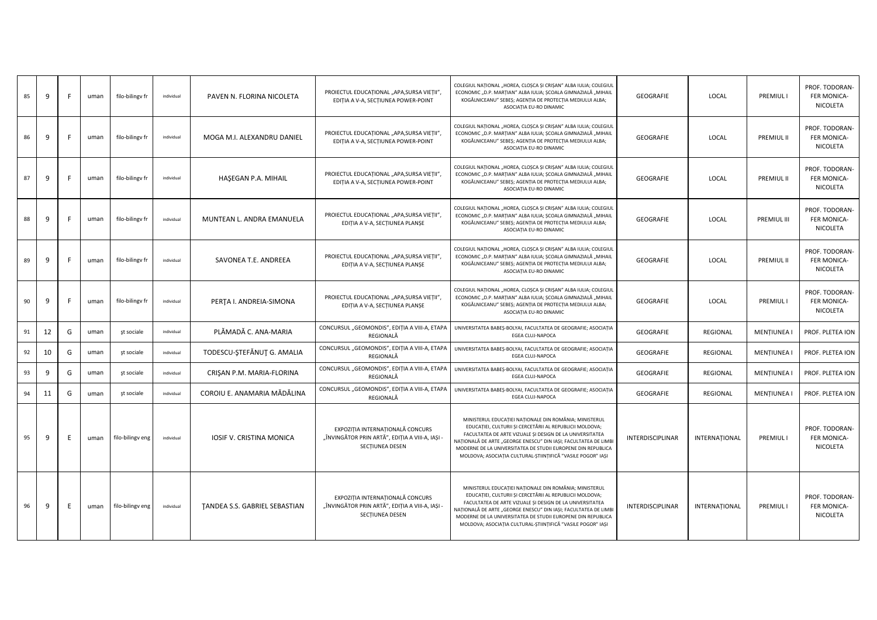| 85 | 9 | F | uman | filo-bilingv fr | individual | PAVEN N. FLORINA NICOLETA | PROIECTUL EDUCAȚIONAL „APA,SURSA VIEȚII", EDIȚIA A V-A, SECȚIUNEA POWER-POINT | COLEGIUL NAȚIONAL „HOREA, CLOȘCA ȘI CRIȘAN" ALBA IULIA; COLEGIUL ECONOMIC „D.P. MARȚIAN" ALBA IULIA; ȘCOALA GIMNAZIALĂ „MIHAIL KOGĂLNICEANU" SEBEȘ; AGENȚIA DE PROTECȚIA MEDIULUI ALBA; ASOCIAȚIA EU-RO DINAMIC | GEOGRAFIE | LOCAL | PREMIUL I | PROF. TODORAN-FER MONICA-NICOLETA |
|---|---|---|---|---|---|---|---|---|---|---|---|---|
| 86 | 9 | F | uman | filo-bilingv fr | individual | MOGA M.I. ALEXANDRU DANIEL | PROIECTUL EDUCAȚIONAL „APA,SURSA VIEȚII", EDIȚIA A V-A, SECȚIUNEA POWER-POINT | COLEGIUL NAȚIONAL „HOREA, CLOȘCA ȘI CRIȘAN" ALBA IULIA; COLEGIUL ECONOMIC „D.P. MARȚIAN" ALBA IULIA; ȘCOALA GIMNAZIALĂ „MIHAIL KOGĂLNICEANU" SEBEȘ; AGENȚIA DE PROTECȚIA MEDIULUI ALBA; ASOCIAȚIA EU-RO DINAMIC | GEOGRAFIE | LOCAL | PREMIUL II | PROF. TODORAN-FER MONICA-NICOLETA |
| 87 | 9 | F | uman | filo-bilingv fr | individual | HAȘEGAN P.A. MIHAIL | PROIECTUL EDUCAȚIONAL „APA,SURSA VIEȚII", EDIȚIA A V-A, SECȚIUNEA POWER-POINT | COLEGIUL NAȚIONAL „HOREA, CLOȘCA ȘI CRIȘAN" ALBA IULIA; COLEGIUL ECONOMIC „D.P. MARȚIAN" ALBA IULIA; ȘCOALA GIMNAZIALĂ „MIHAIL KOGĂLNICEANU" SEBEȘ; AGENȚIA DE PROTECȚIA MEDIULUI ALBA; ASOCIAȚIA EU-RO DINAMIC | GEOGRAFIE | LOCAL | PREMIUL II | PROF. TODORAN-FER MONICA-NICOLETA |
| 88 | 9 | F | uman | filo-bilingv fr | individual | MUNTEAN L. ANDRA EMANUELA | PROIECTUL EDUCAȚIONAL „APA,SURSA VIEȚII", EDIȚIA A V-A, SECȚIUNEA PLANȘE | COLEGIUL NAȚIONAL „HOREA, CLOȘCA ȘI CRIȘAN" ALBA IULIA; COLEGIUL ECONOMIC „D.P. MARȚIAN" ALBA IULIA; ȘCOALA GIMNAZIALĂ „MIHAIL KOGĂLNICEANU" SEBEȘ; AGENȚIA DE PROTECȚIA MEDIULUI ALBA; ASOCIAȚIA EU-RO DINAMIC | GEOGRAFIE | LOCAL | PREMIUL III | PROF. TODORAN-FER MONICA-NICOLETA |
| 89 | 9 | F | uman | filo-bilingv fr | individual | SAVONEA T.E. ANDREEA | PROIECTUL EDUCAȚIONAL „APA,SURSA VIEȚII", EDIȚIA A V-A, SECȚIUNEA PLANȘE | COLEGIUL NAȚIONAL „HOREA, CLOȘCA ȘI CRIȘAN" ALBA IULIA; COLEGIUL ECONOMIC „D.P. MARȚIAN" ALBA IULIA; ȘCOALA GIMNAZIALĂ „MIHAIL KOGĂLNICEANU" SEBEȘ; AGENȚIA DE PROTECȚIA MEDIULUI ALBA; ASOCIAȚIA EU-RO DINAMIC | GEOGRAFIE | LOCAL | PREMIUL II | PROF. TODORAN-FER MONICA-NICOLETA |
| 90 | 9 | F | uman | filo-bilingv fr | individual | PERȚA I. ANDREIA-SIMONA | PROIECTUL EDUCAȚIONAL „APA,SURSA VIEȚII", EDIȚIA A V-A, SECȚIUNEA PLANȘE | COLEGIUL NAȚIONAL „HOREA, CLOȘCA ȘI CRIȘAN" ALBA IULIA; COLEGIUL ECONOMIC „D.P. MARȚIAN" ALBA IULIA; ȘCOALA GIMNAZIALĂ „MIHAIL KOGĂLNICEANU" SEBEȘ; AGENȚIA DE PROTECȚIA MEDIULUI ALBA; ASOCIAȚIA EU-RO DINAMIC | GEOGRAFIE | LOCAL | PREMIUL I | PROF. TODORAN-FER MONICA-NICOLETA |
| 91 | 12 | G | uman | șt sociale | individual | PLĂMADĂ C. ANA-MARIA | CONCURSUL „GEOMONDIS", EDIȚIA A VIII-A, ETAPA REGIONALĂ | UNIVERSITATEA BABEȘ-BOLYAI, FACULTATEA DE GEOGRAFIE; ASOCIAȚIA EGEA CLUJ-NAPOCA | GEOGRAFIE | REGIONAL | MENȚIUNEA I | PROF. PLETEA ION |
| 92 | 10 | G | uman | șt sociale | individual | TODESCU-ȘTEFĂNUȚ G. AMALIA | CONCURSUL „GEOMONDIS", EDIȚIA A VIII-A, ETAPA REGIONALĂ | UNIVERSITATEA BABEȘ-BOLYAI, FACULTATEA DE GEOGRAFIE; ASOCIAȚIA EGEA CLUJ-NAPOCA | GEOGRAFIE | REGIONAL | MENȚIUNEA I | PROF. PLETEA ION |
| 93 | 9 | G | uman | șt sociale | individual | CRIȘAN P.M. MARIA-FLORINA | CONCURSUL „GEOMONDIS", EDIȚIA A VIII-A, ETAPA REGIONALĂ | UNIVERSITATEA BABEȘ-BOLYAI, FACULTATEA DE GEOGRAFIE; ASOCIAȚIA EGEA CLUJ-NAPOCA | GEOGRAFIE | REGIONAL | MENȚIUNEA I | PROF. PLETEA ION |
| 94 | 11 | G | uman | șt sociale | individual | COROIU E. ANAMARIA MĂDĂLINA | CONCURSUL „GEOMONDIS", EDIȚIA A VIII-A, ETAPA REGIONALĂ | UNIVERSITATEA BABEȘ-BOLYAI, FACULTATEA DE GEOGRAFIE; ASOCIAȚIA EGEA CLUJ-NAPOCA | GEOGRAFIE | REGIONAL | MENȚIUNEA I | PROF. PLETEA ION |
| 95 | 9 | E | uman | filo-bilingv eng | individual | IOSIF V. CRISTINA MONICA | EXPOZIȚIA INTERNAȚIONALĂ CONCURS „ÎNVINGĂTOR PRIN ARTĂ", EDIȚIA A VIII-A, IAȘI - SECȚIUNEA DESEN | MINISTERUL EDUCAȚIEI NAȚIONALE DIN ROMÂNIA; MINISTERUL EDUCAȚIEI, CULTURII ȘI CERCETĂRII AL REPUBLICII MOLDOVA; FACULTATEA DE ARTE VIZUALE ȘI DESIGN DE LA UNIVERSITATEA NAȚIONALĂ DE ARTE „GEORGE ENESCU" DIN IAȘI; FACULTATEA DE LIMBI MODERNE DE LA UNIVERSITATEA DE STUDII EUROPENE DIN REPUBLICA MOLDOVA; ASOCIAȚIA CULTURAL-ȘTIINȚIFICĂ "VASILE POGOR" IAȘI | INTERDISCIPLINAR | INTERNAȚIONAL | PREMIUL I | PROF. TODORAN-FER MONICA-NICOLETA |
| 96 | 9 | E | uman | filo-bilingv eng | individual | ȚANDEA S.S. GABRIEL SEBASTIAN | EXPOZIȚIA INTERNAȚIONALĂ CONCURS „ÎNVINGĂTOR PRIN ARTĂ", EDIȚIA A VIII-A, IAȘI - SECȚIUNEA DESEN | MINISTERUL EDUCAȚIEI NAȚIONALE DIN ROMÂNIA; MINISTERUL EDUCAȚIEI, CULTURII ȘI CERCETĂRII AL REPUBLICII MOLDOVA; FACULTATEA DE ARTE VIZUALE ȘI DESIGN DE LA UNIVERSITATEA NAȚIONALĂ DE ARTE „GEORGE ENESCU" DIN IAȘI; FACULTATEA DE LIMBI MODERNE DE LA UNIVERSITATEA DE STUDII EUROPENE DIN REPUBLICA MOLDOVA; ASOCIAȚIA CULTURAL-ȘTIINȚIFICĂ "VASILE POGOR" IAȘI | INTERDISCIPLINAR | INTERNAȚIONAL | PREMIUL I | PROF. TODORAN-FER MONICA-NICOLETA |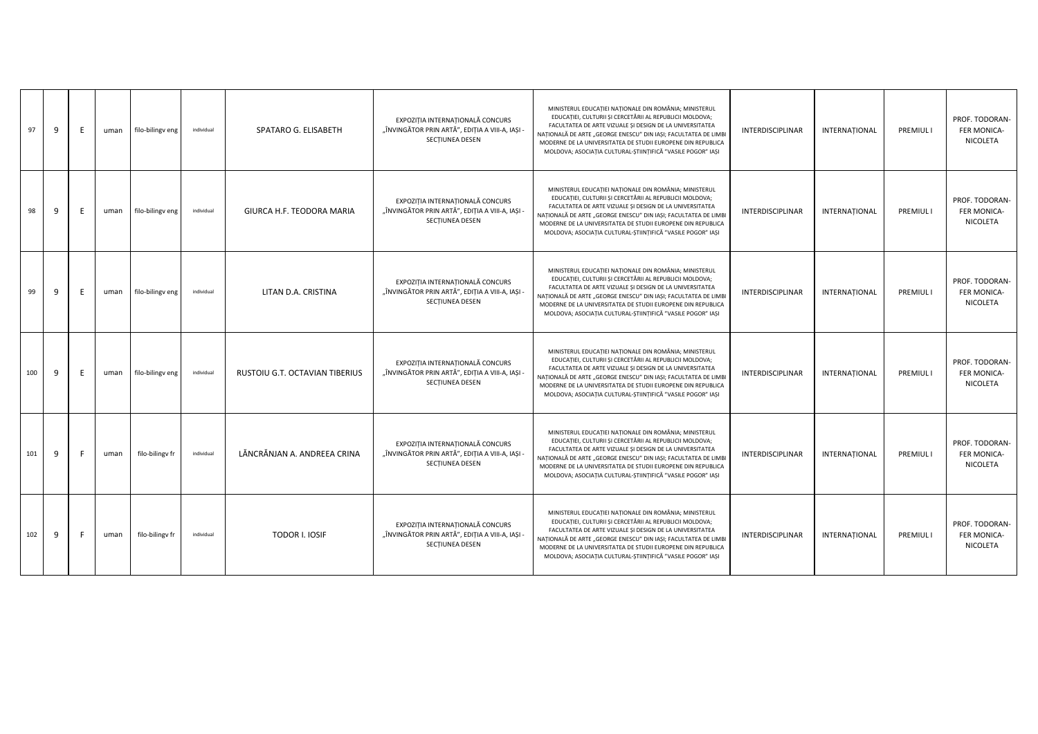| 97 | 9 | E | uman | filo-bilingv eng | individual | SPATARO G. ELISABETH | EXPOZIȚIA INTERNAȚIONALĂ CONCURS „ÎNVINGĂTOR PRIN ARTĂ", EDIȚIA A VIII-A, IAȘI - SECȚIUNEA DESEN | MINISTERUL EDUCAȚIEI NAȚIONALE DIN ROMÂNIA; MINISTERUL EDUCAȚIEI, CULTURII ȘI CERCETĂRII AL REPUBLICII MOLDOVA; FACULTATEA DE ARTE VIZUALE ȘI DESIGN DE LA UNIVERSITATEA NAȚIONALĂ DE ARTE „GEORGE ENESCU" DIN IAȘI; FACULTATEA DE LIMBI MODERNE DE LA UNIVERSITATEA DE STUDII EUROPENE DIN REPUBLICA MOLDOVA; ASOCIAȚIA CULTURAL-ȘTIINȚIFICĂ "VASILE POGOR" IAȘI | INTERDISCIPLINAR | INTERNAȚIONAL | PREMIUL I | PROF. TODORAN-FER MONICA-NICOLETA |
|---|---|---|---|---|---|---|---|---|---|---|---|---|
| 98 | 9 | E | uman | filo-bilingv eng | individual | GIURCA H.F. TEODORA MARIA | EXPOZIȚIA INTERNAȚIONALĂ CONCURS „ÎNVINGĂTOR PRIN ARTĂ", EDIȚIA A VIII-A, IAȘI - SECȚIUNEA DESEN | MINISTERUL EDUCAȚIEI NAȚIONALE DIN ROMÂNIA; MINISTERUL EDUCAȚIEI, CULTURII ȘI CERCETĂRII AL REPUBLICII MOLDOVA; FACULTATEA DE ARTE VIZUALE ȘI DESIGN DE LA UNIVERSITATEA NAȚIONALĂ DE ARTE „GEORGE ENESCU" DIN IAȘI; FACULTATEA DE LIMBI MODERNE DE LA UNIVERSITATEA DE STUDII EUROPENE DIN REPUBLICA MOLDOVA; ASOCIAȚIA CULTURAL-ȘTIINȚIFICĂ "VASILE POGOR" IAȘI | INTERDISCIPLINAR | INTERNAȚIONAL | PREMIUL I | PROF. TODORAN-FER MONICA-NICOLETA |
| 99 | 9 | E | uman | filo-bilingv eng | individual | LITAN D.A. CRISTINA | EXPOZIȚIA INTERNAȚIONALĂ CONCURS „ÎNVINGĂTOR PRIN ARTĂ", EDIȚIA A VIII-A, IAȘI - SECȚIUNEA DESEN | MINISTERUL EDUCAȚIEI NAȚIONALE DIN ROMÂNIA; MINISTERUL EDUCAȚIEI, CULTURII ȘI CERCETĂRII AL REPUBLICII MOLDOVA; FACULTATEA DE ARTE VIZUALE ȘI DESIGN DE LA UNIVERSITATEA NAȚIONALĂ DE ARTE „GEORGE ENESCU" DIN IAȘI; FACULTATEA DE LIMBI MODERNE DE LA UNIVERSITATEA DE STUDII EUROPENE DIN REPUBLICA MOLDOVA; ASOCIAȚIA CULTURAL-ȘTIINȚIFICĂ "VASILE POGOR" IAȘI | INTERDISCIPLINAR | INTERNAȚIONAL | PREMIUL I | PROF. TODORAN-FER MONICA-NICOLETA |
| 100 | 9 | E | uman | filo-bilingv eng | individual | RUSTOIU G.T. OCTAVIAN TIBERIUS | EXPOZIȚIA INTERNAȚIONALĂ CONCURS „ÎNVINGĂTOR PRIN ARTĂ", EDIȚIA A VIII-A, IAȘI - SECȚIUNEA DESEN | MINISTERUL EDUCAȚIEI NAȚIONALE DIN ROMÂNIA; MINISTERUL EDUCAȚIEI, CULTURII ȘI CERCETĂRII AL REPUBLICII MOLDOVA; FACULTATEA DE ARTE VIZUALE ȘI DESIGN DE LA UNIVERSITATEA NAȚIONALĂ DE ARTE „GEORGE ENESCU" DIN IAȘI; FACULTATEA DE LIMBI MODERNE DE LA UNIVERSITATEA DE STUDII EUROPENE DIN REPUBLICA MOLDOVA; ASOCIAȚIA CULTURAL-ȘTIINȚIFICĂ "VASILE POGOR" IAȘI | INTERDISCIPLINAR | INTERNAȚIONAL | PREMIUL I | PROF. TODORAN-FER MONICA-NICOLETA |
| 101 | 9 | F | uman | filo-bilingv fr | individual | LĂNCRĂNJAN A. ANDREEA CRINA | EXPOZIȚIA INTERNAȚIONALĂ CONCURS „ÎNVINGĂTOR PRIN ARTĂ", EDIȚIA A VIII-A, IAȘI - SECȚIUNEA DESEN | MINISTERUL EDUCAȚIEI NAȚIONALE DIN ROMÂNIA; MINISTERUL EDUCAȚIEI, CULTURII ȘI CERCETĂRII AL REPUBLICII MOLDOVA; FACULTATEA DE ARTE VIZUALE ȘI DESIGN DE LA UNIVERSITATEA NAȚIONALĂ DE ARTE „GEORGE ENESCU" DIN IAȘI; FACULTATEA DE LIMBI MODERNE DE LA UNIVERSITATEA DE STUDII EUROPENE DIN REPUBLICA MOLDOVA; ASOCIAȚIA CULTURAL-ȘTIINȚIFICĂ "VASILE POGOR" IAȘI | INTERDISCIPLINAR | INTERNAȚIONAL | PREMIUL I | PROF. TODORAN-FER MONICA-NICOLETA |
| 102 | 9 | F | uman | filo-bilingv fr | individual | TODOR I. IOSIF | EXPOZIȚIA INTERNAȚIONALĂ CONCURS „ÎNVINGĂTOR PRIN ARTĂ", EDIȚIA A VIII-A, IAȘI - SECȚIUNEA DESEN | MINISTERUL EDUCAȚIEI NAȚIONALE DIN ROMÂNIA; MINISTERUL EDUCAȚIEI, CULTURII ȘI CERCETĂRII AL REPUBLICII MOLDOVA; FACULTATEA DE ARTE VIZUALE ȘI DESIGN DE LA UNIVERSITATEA NAȚIONALĂ DE ARTE „GEORGE ENESCU" DIN IAȘI; FACULTATEA DE LIMBI MODERNE DE LA UNIVERSITATEA DE STUDII EUROPENE DIN REPUBLICA MOLDOVA; ASOCIAȚIA CULTURAL-ȘTIINȚIFICĂ "VASILE POGOR" IAȘI | INTERDISCIPLINAR | INTERNAȚIONAL | PREMIUL I | PROF. TODORAN-FER MONICA-NICOLETA |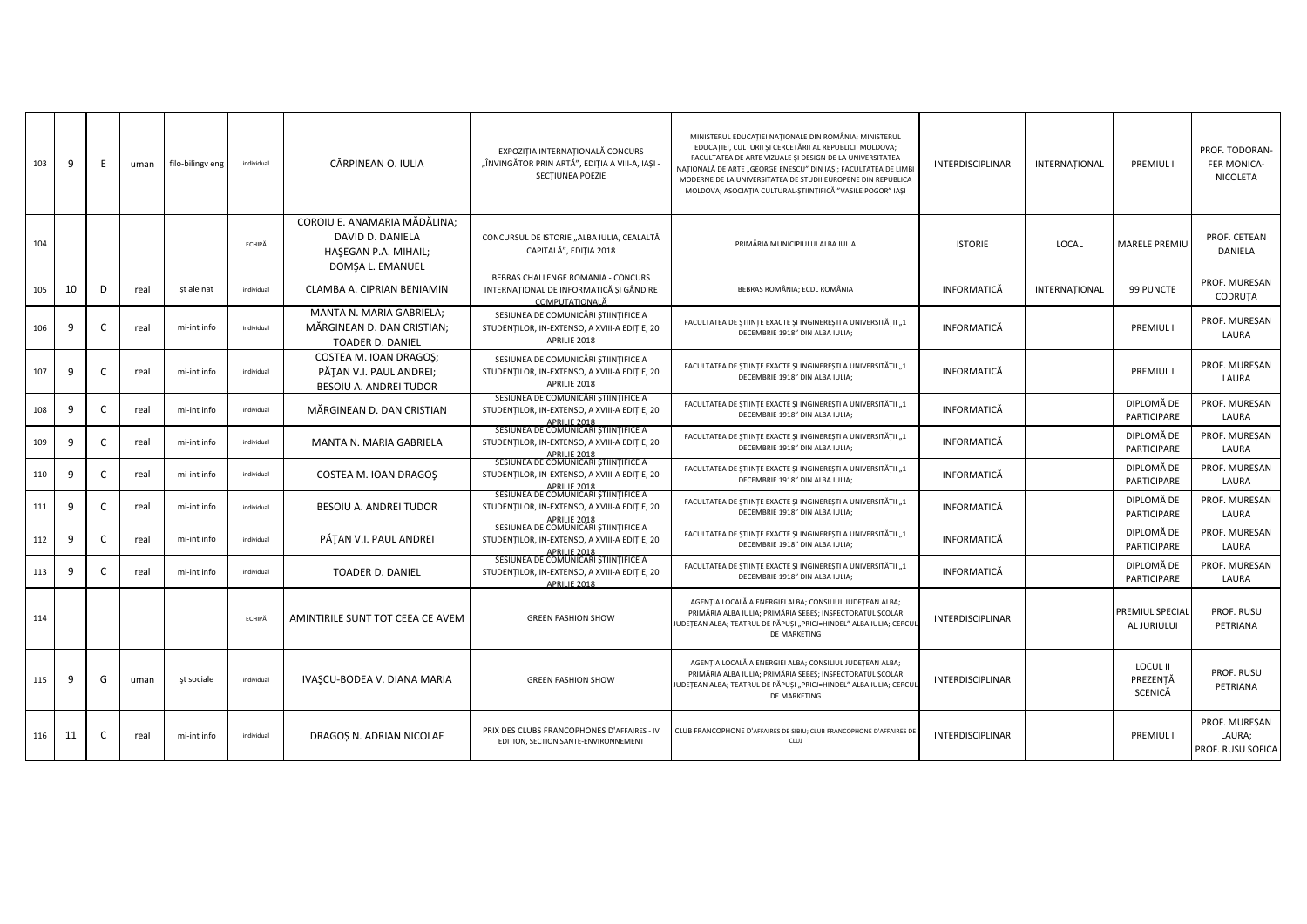| 103 | 9 | E | uman | filo-bilingv eng | individual | CĂRPINEAN O. IULIA | EXPOZIȚIA INTERNAȚIONALĂ CONCURS „ÎNVINGĂTOR PRIN ARTĂ", EDIȚIA A VIII-A, IAȘI - SECȚIUNEA POEZIE | MINISTERUL EDUCAȚIEI NAȚIONALE DIN ROMÂNIA; MINISTERUL EDUCAȚIEI, CULTURII ȘI CERCETĂRII AL REPUBLICII MOLDOVA; FACULTATEA DE ARTE VIZUALE ȘI DESIGN DE LA UNIVERSITATEA NAȚIONALĂ DE ARTE „GEORGE ENESCU" DIN IAȘI; FACULTATEA DE LIMBI MODERNE DE LA UNIVERSITATEA DE STUDII EUROPENE DIN REPUBLICA MOLDOVA; ASOCIAȚIA CULTURAL-ȘTIINȚIFICĂ "VASILE POGOR" IAȘI | INTERDISCIPLINAR | INTERNAȚIONAL | PREMIUL I | PROF. TODORAN-FER MONICA-NICOLETA |
|---|---|---|---|---|---|---|---|---|---|---|---|---|
| 104 | | | | | ECHIPĂ | COROIU E. ANAMARIA MĂDĂLINA; DAVID D. DANIELA; HAȘEGAN P.A. MIHAIL; DOMȘA L. EMANUEL | CONCURSUL DE ISTORIE „ALBA IULIA, CEALALTĂ CAPITALĂ", EDIȚIA 2018 | PRIMĂRIA MUNICIPIULUI ALBA IULIA | ISTORIE | LOCAL | MARELE PREMIU | PROF. CETEAN DANIELA |
| 105 | 10 | D | real | șt ale nat | individual | CLAMBA A. CIPRIAN BENIAMIN | BEBRAS CHALLENGE ROMANIA - CONCURS INTERNAȚIONAL DE INFORMATICĂ ȘI GÂNDIRE COMPUTAȚIONALĂ | BEBRAS ROMÂNIA; ECDL ROMÂNIA | INFORMATICĂ | INTERNAȚIONAL | 99 PUNCTE | PROF. MUREȘAN CODRUȚA |
| 106 | 9 | C | real | mi-int info | individual | MANTA N. MARIA GABRIELA; MĂRGINEAN D. DAN CRISTIAN; TOADER D. DANIEL | SESIUNEA DE COMUNICĂRI ȘTIINȚIFICE A STUDENȚILOR, IN-EXTENSO, A XVIII-A EDIȚIE, 20 APRILIE 2018 | FACULTATEA DE ȘTIINȚE EXACTE ȘI INGINEREȘTI A UNIVERSITĂȚII „1 DECEMBRIE 1918" DIN ALBA IULIA; | INFORMATICĂ | | PREMIUL I | PROF. MUREȘAN LAURA |
| 107 | 9 | C | real | mi-int info | individual | COSTEA M. IOAN DRAGOȘ; PĂȚAN V.I. PAUL ANDREI; BESOIU A. ANDREI TUDOR | SESIUNEA DE COMUNICĂRI ȘTIINȚIFICE A STUDENȚILOR, IN-EXTENSO, A XVIII-A EDIȚIE, 20 APRILIE 2018 | FACULTATEA DE ȘTIINȚE EXACTE ȘI INGINEREȘTI A UNIVERSITĂȚII „1 DECEMBRIE 1918" DIN ALBA IULIA; | INFORMATICĂ | | PREMIUL I | PROF. MUREȘAN LAURA |
| 108 | 9 | C | real | mi-int info | individual | MĂRGINEAN D. DAN CRISTIAN | SESIUNEA DE COMUNICĂRI ȘTIINȚIFICE A STUDENȚILOR, IN-EXTENSO, A XVIII-A EDIȚIE, 20 APRILIE 2018 | FACULTATEA DE ȘTIINȚE EXACTE ȘI INGINEREȘTI A UNIVERSITĂȚII „1 DECEMBRIE 1918" DIN ALBA IULIA; | INFORMATICĂ | | DIPLOMĂ DE PARTICIPARE | PROF. MUREȘAN LAURA |
| 109 | 9 | C | real | mi-int info | individual | MANTA N. MARIA GABRIELA | SESIUNEA DE COMUNICĂRI ȘTIINȚIFICE A STUDENȚILOR, IN-EXTENSO, A XVIII-A EDIȚIE, 20 APRILIE 2018 | FACULTATEA DE ȘTIINȚE EXACTE ȘI INGINEREȘTI A UNIVERSITĂȚII „1 DECEMBRIE 1918" DIN ALBA IULIA; | INFORMATICĂ | | DIPLOMĂ DE PARTICIPARE | PROF. MUREȘAN LAURA |
| 110 | 9 | C | real | mi-int info | individual | COSTEA M. IOAN DRAGOȘ | SESIUNEA DE COMUNICĂRI ȘTIINȚIFICE A STUDENȚILOR, IN-EXTENSO, A XVIII-A EDIȚIE, 20 APRILIE 2018 | FACULTATEA DE ȘTIINȚE EXACTE ȘI INGINEREȘTI A UNIVERSITĂȚII „1 DECEMBRIE 1918" DIN ALBA IULIA; | INFORMATICĂ | | DIPLOMĂ DE PARTICIPARE | PROF. MUREȘAN LAURA |
| 111 | 9 | C | real | mi-int info | individual | BESOIU A. ANDREI TUDOR | SESIUNEA DE COMUNICĂRI ȘTIINȚIFICE A STUDENȚILOR, IN-EXTENSO, A XVIII-A EDIȚIE, 20 APRILIE 2018 | FACULTATEA DE ȘTIINȚE EXACTE ȘI INGINEREȘTI A UNIVERSITĂȚII „1 DECEMBRIE 1918" DIN ALBA IULIA; | INFORMATICĂ | | DIPLOMĂ DE PARTICIPARE | PROF. MUREȘAN LAURA |
| 112 | 9 | C | real | mi-int info | individual | PĂȚAN V.I. PAUL ANDREI | SESIUNEA DE COMUNICĂRI ȘTIINȚIFICE A STUDENȚILOR, IN-EXTENSO, A XVIII-A EDIȚIE, 20 APRILIE 2018 | FACULTATEA DE ȘTIINȚE EXACTE ȘI INGINEREȘTI A UNIVERSITĂȚII „1 DECEMBRIE 1918" DIN ALBA IULIA; | INFORMATICĂ | | DIPLOMĂ DE PARTICIPARE | PROF. MUREȘAN LAURA |
| 113 | 9 | C | real | mi-int info | individual | TOADER D. DANIEL | SESIUNEA DE COMUNICĂRI ȘTIINȚIFICE A STUDENȚILOR, IN-EXTENSO, A XVIII-A EDIȚIE, 20 APRILIE 2018 | FACULTATEA DE ȘTIINȚE EXACTE ȘI INGINEREȘTI A UNIVERSITĂȚII „1 DECEMBRIE 1918" DIN ALBA IULIA; | INFORMATICĂ | | DIPLOMĂ DE PARTICIPARE | PROF. MUREȘAN LAURA |
| 114 | | | | | ECHIPĂ | AMINTIRILE SUNT TOT CEEA CE AVEM | GREEN FASHION SHOW | AGENȚIA LOCALĂ A ENERGIEI ALBA; CONSILIUL JUDEȚEAN ALBA; PRIMĂRIA ALBA IULIA; PRIMĂRIA SEBEȘ; INSPECTORATUL ȘCOLAR JUDEȚEAN ALBA; TEATRUL DE PĂPUȘI „PRICJ=HINDEL" ALBA IULIA; CERCUL DE MARKETING | INTERDISCIPLINAR | | PREMIUL SPECIAL AL JURIULUI | PROF. RUSU PETRIANA |
| 115 | 9 | G | uman | șt sociale | individual | IVAȘCU-BODEA V. DIANA MARIA | GREEN FASHION SHOW | AGENȚIA LOCALĂ A ENERGIEI ALBA; CONSILIUL JUDEȚEAN ALBA; PRIMĂRIA ALBA IULIA; PRIMĂRIA SEBEȘ; INSPECTORATUL ȘCOLAR JUDEȚEAN ALBA; TEATRUL DE PĂPUȘI „PRICJ=HINDEL" ALBA IULIA; CERCUL DE MARKETING | INTERDISCIPLINAR | | LOCUL II PREZENȚĂ SCENICĂ | PROF. RUSU PETRIANA |
| 116 | 11 | C | real | mi-int info | individual | DRAGOȘ N. ADRIAN NICOLAE | PRIX DES CLUBS FRANCOPHONES D'AFFAIRES - IV EDITION, SECTION SANTE-ENVIRONNEMENT | CLUB FRANCOPHONE D'AFFAIRES DE SIBIU; CLUB FRANCOPHONE D'AFFAIRES DE CLUJ | INTERDISCIPLINAR | | PREMIUL I | PROF. MUREȘAN LAURA; PROF. RUSU SOFICA |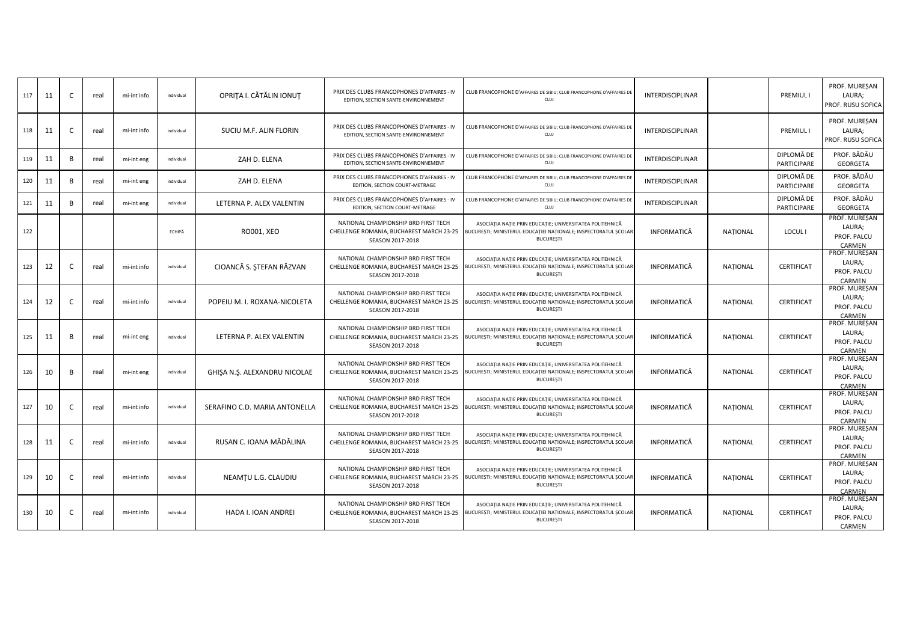| | | | | | | | | | | | | |
|---|---|---|---|---|---|---|---|---|---|---|---|---|
| 117 | 11 | C | real | mi-int info | individual | OPRIȚA I. CĂTĂLIN IONUȚ | PRIX DES CLUBS FRANCOPHONES D'AFFAIRES - IV EDITION, SECTION SANTE-ENVIRONNEMENT | CLUB FRANCOPHONE D'AFFAIRES DE SIBIU; CLUB FRANCOPHONE D'AFFAIRES DE CLUJ | INTERDISCIPLINAR | | PREMIUL I | PROF. MUREȘAN LAURA; PROF. RUSU SOFICA |
| 118 | 11 | C | real | mi-int info | individual | SUCIU M.F. ALIN FLORIN | PRIX DES CLUBS FRANCOPHONES D'AFFAIRES - IV EDITION, SECTION SANTE-ENVIRONNEMENT | CLUB FRANCOPHONE D'AFFAIRES DE SIBIU; CLUB FRANCOPHONE D'AFFAIRES DE CLUJ | INTERDISCIPLINAR | | PREMIUL I | PROF. MUREȘAN LAURA; PROF. RUSU SOFICA |
| 119 | 11 | B | real | mi-int eng | individual | ZAH D. ELENA | PRIX DES CLUBS FRANCOPHONES D'AFFAIRES - IV EDITION, SECTION SANTE-ENVIRONNEMENT | CLUB FRANCOPHONE D'AFFAIRES DE SIBIU; CLUB FRANCOPHONE D'AFFAIRES DE CLUJ | INTERDISCIPLINAR | | DIPLOMĂ DE PARTICIPARE | PROF. BĂDĂU GEORGETA |
| 120 | 11 | B | real | mi-int eng | individual | ZAH D. ELENA | PRIX DES CLUBS FRANCOPHONES D'AFFAIRES - IV EDITION, SECTION COURT-METRAGE | CLUB FRANCOPHONE D'AFFAIRES DE SIBIU; CLUB FRANCOPHONE D'AFFAIRES DE CLUJ | INTERDISCIPLINAR | | DIPLOMĂ DE PARTICIPARE | PROF. BĂDĂU GEORGETA |
| 121 | 11 | B | real | mi-int eng | individual | LETERNA P. ALEX VALENTIN | PRIX DES CLUBS FRANCOPHONES D'AFFAIRES - IV EDITION, SECTION COURT-METRAGE | CLUB FRANCOPHONE D'AFFAIRES DE SIBIU; CLUB FRANCOPHONE D'AFFAIRES DE CLUJ | INTERDISCIPLINAR | | DIPLOMĂ DE PARTICIPARE | PROF. BĂDĂU GEORGETA |
| 122 | | | | | ECHIPĂ | RO001, XEO | NATIONAL CHAMPIONSHIP BRD FIRST TECH CHELLENGE ROMANIA, BUCHAREST MARCH 23-25 SEASON 2017-2018 | ASOCIAȚIA NAȚIE PRIN EDUCAȚIE; UNIVERSITATEA POLITEHNICĂ BUCUREȘTI; MINISTERUL EDUCAȚIEI NAȚIONALE; INSPECTORATUL ȘCOLAR BUCUREȘTI | INFORMATICĂ | NAȚIONAL | LOCUL I | PROF. MUREȘAN LAURA; PROF. PALCU CARMEN |
| 123 | 12 | C | real | mi-int info | individual | CIOANCĂ S. ȘTEFAN RĂZVAN | NATIONAL CHAMPIONSHIP BRD FIRST TECH CHELLENGE ROMANIA, BUCHAREST MARCH 23-25 SEASON 2017-2018 | ASOCIAȚIA NAȚIE PRIN EDUCAȚIE; UNIVERSITATEA POLITEHNICĂ BUCUREȘTI; MINISTERUL EDUCAȚIEI NAȚIONALE; INSPECTORATUL ȘCOLAR BUCUREȘTI | INFORMATICĂ | NAȚIONAL | CERTIFICAT | PROF. MUREȘAN LAURA; PROF. PALCU CARMEN |
| 124 | 12 | C | real | mi-int info | individual | POPEIU M. I. ROXANA-NICOLETA | NATIONAL CHAMPIONSHIP BRD FIRST TECH CHELLENGE ROMANIA, BUCHAREST MARCH 23-25 SEASON 2017-2018 | ASOCIAȚIA NAȚIE PRIN EDUCAȚIE; UNIVERSITATEA POLITEHNICĂ BUCUREȘTI; MINISTERUL EDUCAȚIEI NAȚIONALE; INSPECTORATUL ȘCOLAR BUCUREȘTI | INFORMATICĂ | NAȚIONAL | CERTIFICAT | PROF. MUREȘAN LAURA; PROF. PALCU CARMEN |
| 125 | 11 | B | real | mi-int eng | individual | LETERNA P. ALEX VALENTIN | NATIONAL CHAMPIONSHIP BRD FIRST TECH CHELLENGE ROMANIA, BUCHAREST MARCH 23-25 SEASON 2017-2018 | ASOCIAȚIA NAȚIE PRIN EDUCAȚIE; UNIVERSITATEA POLITEHNICĂ BUCUREȘTI; MINISTERUL EDUCAȚIEI NAȚIONALE; INSPECTORATUL ȘCOLAR BUCUREȘTI | INFORMATICĂ | NAȚIONAL | CERTIFICAT | PROF. MUREȘAN LAURA; PROF. PALCU CARMEN |
| 126 | 10 | B | real | mi-int eng | individual | GHIȘA N.Ș. ALEXANDRU NICOLAE | NATIONAL CHAMPIONSHIP BRD FIRST TECH CHELLENGE ROMANIA, BUCHAREST MARCH 23-25 SEASON 2017-2018 | ASOCIAȚIA NAȚIE PRIN EDUCAȚIE; UNIVERSITATEA POLITEHNICĂ BUCUREȘTI; MINISTERUL EDUCAȚIEI NAȚIONALE; INSPECTORATUL ȘCOLAR BUCUREȘTI | INFORMATICĂ | NAȚIONAL | CERTIFICAT | PROF. MUREȘAN LAURA; PROF. PALCU CARMEN |
| 127 | 10 | C | real | mi-int info | individual | SERAFINO C.D. MARIA ANTONELLA | NATIONAL CHAMPIONSHIP BRD FIRST TECH CHELLENGE ROMANIA, BUCHAREST MARCH 23-25 SEASON 2017-2018 | ASOCIAȚIA NAȚIE PRIN EDUCAȚIE; UNIVERSITATEA POLITEHNICĂ BUCUREȘTI; MINISTERUL EDUCAȚIEI NAȚIONALE; INSPECTORATUL ȘCOLAR BUCUREȘTI | INFORMATICĂ | NAȚIONAL | CERTIFICAT | PROF. MUREȘAN LAURA; PROF. PALCU CARMEN |
| 128 | 11 | C | real | mi-int info | individual | RUSAN C. IOANA MĂDĂLINA | NATIONAL CHAMPIONSHIP BRD FIRST TECH CHELLENGE ROMANIA, BUCHAREST MARCH 23-25 SEASON 2017-2018 | ASOCIAȚIA NAȚIE PRIN EDUCAȚIE; UNIVERSITATEA POLITEHNICĂ BUCUREȘTI; MINISTERUL EDUCAȚIEI NAȚIONALE; INSPECTORATUL ȘCOLAR BUCUREȘTI | INFORMATICĂ | NAȚIONAL | CERTIFICAT | PROF. MUREȘAN LAURA; PROF. PALCU CARMEN |
| 129 | 10 | C | real | mi-int info | individual | NEAMȚU L.G. CLAUDIU | NATIONAL CHAMPIONSHIP BRD FIRST TECH CHELLENGE ROMANIA, BUCHAREST MARCH 23-25 SEASON 2017-2018 | ASOCIAȚIA NAȚIE PRIN EDUCAȚIE; UNIVERSITATEA POLITEHNICĂ BUCUREȘTI; MINISTERUL EDUCAȚIEI NAȚIONALE; INSPECTORATUL ȘCOLAR BUCUREȘTI | INFORMATICĂ | NAȚIONAL | CERTIFICAT | PROF. MUREȘAN LAURA; PROF. PALCU CARMEN |
| 130 | 10 | C | real | mi-int info | individual | HADA I. IOAN ANDREI | NATIONAL CHAMPIONSHIP BRD FIRST TECH CHELLENGE ROMANIA, BUCHAREST MARCH 23-25 SEASON 2017-2018 | ASOCIAȚIA NAȚIE PRIN EDUCAȚIE; UNIVERSITATEA POLITEHNICĂ BUCUREȘTI; MINISTERUL EDUCAȚIEI NAȚIONALE; INSPECTORATUL ȘCOLAR BUCUREȘTI | INFORMATICĂ | NAȚIONAL | CERTIFICAT | PROF. MUREȘAN LAURA; PROF. PALCU CARMEN |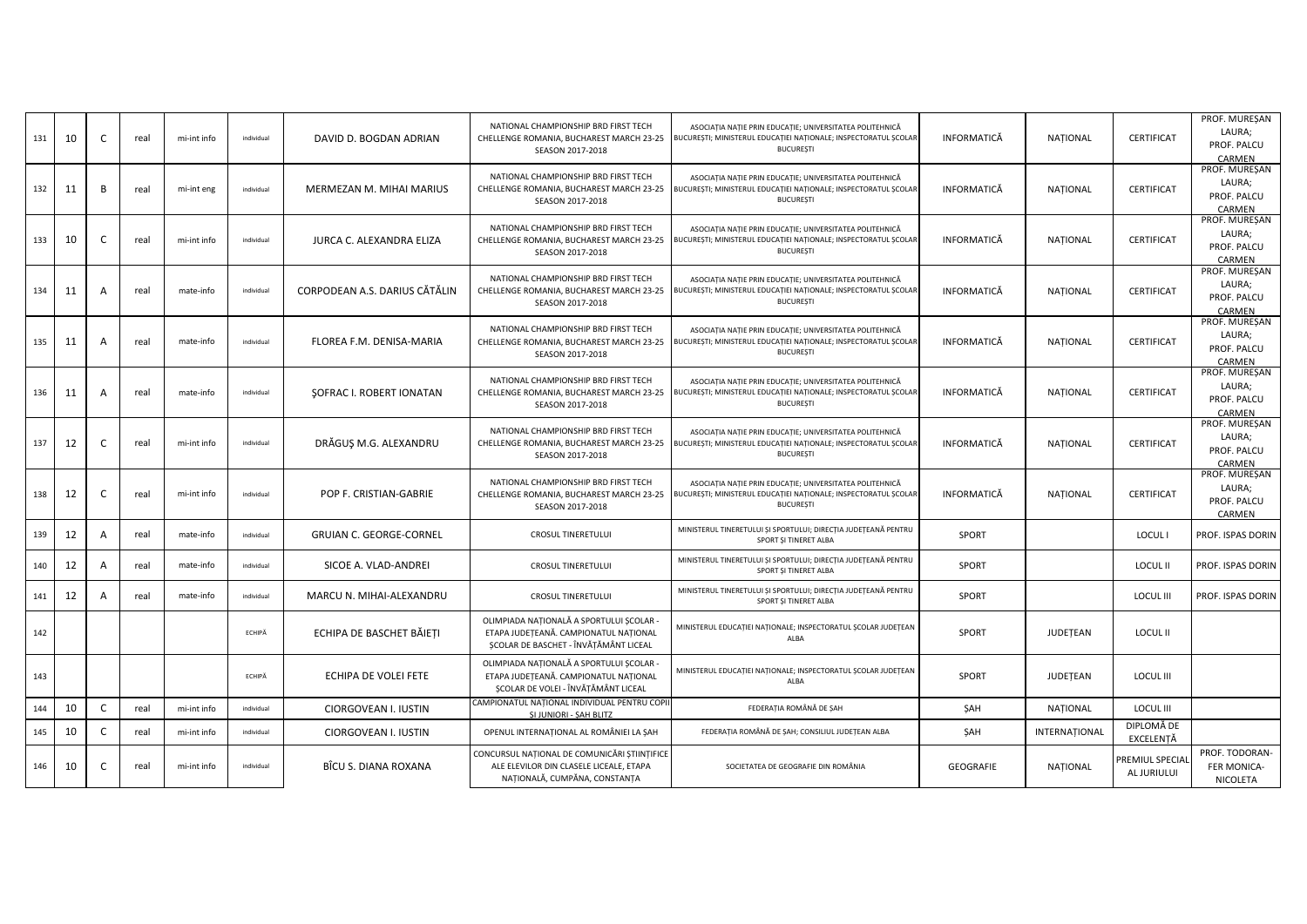| 131 | 10 | C | real | mi-int info | individual | DAVID D. BOGDAN ADRIAN | NATIONAL CHAMPIONSHIP BRD FIRST TECH CHELLENGE ROMANIA, BUCHAREST MARCH 23-25 SEASON 2017-2018 | ASOCIAȚIA NAȚIE PRIN EDUCAȚIE; UNIVERSITATEA POLITEHNICĂ BUCUREȘTI; MINISTERUL EDUCAȚIEI NAȚIONALE; INSPECTORATUL ȘCOLAR BUCUREȘTI | INFORMATICĂ | NAȚIONAL | CERTIFICAT | PROF. MUREȘAN LAURA; PROF. PALCU CARMEN |
|---|---|---|---|---|---|---|---|---|---|---|---|---|
| 132 | 11 | B | real | mi-int eng | individual | MERMEZAN M. MIHAI MARIUS | NATIONAL CHAMPIONSHIP BRD FIRST TECH CHELLENGE ROMANIA, BUCHAREST MARCH 23-25 SEASON 2017-2018 | ASOCIAȚIA NAȚIE PRIN EDUCAȚIE; UNIVERSITATEA POLITEHNICĂ BUCUREȘTI; MINISTERUL EDUCAȚIEI NAȚIONALE; INSPECTORATUL ȘCOLAR BUCUREȘTI | INFORMATICĂ | NAȚIONAL | CERTIFICAT | PROF. MUREȘAN LAURA; PROF. PALCU CARMEN |
| 133 | 10 | C | real | mi-int info | individual | JURCA C. ALEXANDRA ELIZA | NATIONAL CHAMPIONSHIP BRD FIRST TECH CHELLENGE ROMANIA, BUCHAREST MARCH 23-25 SEASON 2017-2018 | ASOCIAȚIA NAȚIE PRIN EDUCAȚIE; UNIVERSITATEA POLITEHNICĂ BUCUREȘTI; MINISTERUL EDUCAȚIEI NAȚIONALE; INSPECTORATUL ȘCOLAR BUCUREȘTI | INFORMATICĂ | NAȚIONAL | CERTIFICAT | PROF. MUREȘAN LAURA; PROF. PALCU CARMEN |
| 134 | 11 | A | real | mate-info | individual | CORPODEAN A.S. DARIUS CĂTĂLIN | NATIONAL CHAMPIONSHIP BRD FIRST TECH CHELLENGE ROMANIA, BUCHAREST MARCH 23-25 SEASON 2017-2018 | ASOCIAȚIA NAȚIE PRIN EDUCAȚIE; UNIVERSITATEA POLITEHNICĂ BUCUREȘTI; MINISTERUL EDUCAȚIEI NAȚIONALE; INSPECTORATUL ȘCOLAR BUCUREȘTI | INFORMATICĂ | NAȚIONAL | CERTIFICAT | PROF. MUREȘAN LAURA; PROF. PALCU CARMEN |
| 135 | 11 | A | real | mate-info | individual | FLOREA F.M. DENISA-MARIA | NATIONAL CHAMPIONSHIP BRD FIRST TECH CHELLENGE ROMANIA, BUCHAREST MARCH 23-25 SEASON 2017-2018 | ASOCIAȚIA NAȚIE PRIN EDUCAȚIE; UNIVERSITATEA POLITEHNICĂ BUCUREȘTI; MINISTERUL EDUCAȚIEI NAȚIONALE; INSPECTORATUL ȘCOLAR BUCUREȘTI | INFORMATICĂ | NAȚIONAL | CERTIFICAT | PROF. MUREȘAN LAURA; PROF. PALCU CARMEN |
| 136 | 11 | A | real | mate-info | individual | ȘOFRAC I. ROBERT IONATAN | NATIONAL CHAMPIONSHIP BRD FIRST TECH CHELLENGE ROMANIA, BUCHAREST MARCH 23-25 SEASON 2017-2018 | ASOCIAȚIA NAȚIE PRIN EDUCAȚIE; UNIVERSITATEA POLITEHNICĂ BUCUREȘTI; MINISTERUL EDUCAȚIEI NAȚIONALE; INSPECTORATUL ȘCOLAR BUCUREȘTI | INFORMATICĂ | NAȚIONAL | CERTIFICAT | PROF. MUREȘAN LAURA; PROF. PALCU CARMEN |
| 137 | 12 | C | real | mi-int info | individual | DRĂGUȘ M.G. ALEXANDRU | NATIONAL CHAMPIONSHIP BRD FIRST TECH CHELLENGE ROMANIA, BUCHAREST MARCH 23-25 SEASON 2017-2018 | ASOCIAȚIA NAȚIE PRIN EDUCAȚIE; UNIVERSITATEA POLITEHNICĂ BUCUREȘTI; MINISTERUL EDUCAȚIEI NAȚIONALE; INSPECTORATUL ȘCOLAR BUCUREȘTI | INFORMATICĂ | NAȚIONAL | CERTIFICAT | PROF. MUREȘAN LAURA; PROF. PALCU CARMEN |
| 138 | 12 | C | real | mi-int info | individual | POP F. CRISTIAN-GABRIE | NATIONAL CHAMPIONSHIP BRD FIRST TECH CHELLENGE ROMANIA, BUCHAREST MARCH 23-25 SEASON 2017-2018 | ASOCIAȚIA NAȚIE PRIN EDUCAȚIE; UNIVERSITATEA POLITEHNICĂ BUCUREȘTI; MINISTERUL EDUCAȚIEI NAȚIONALE; INSPECTORATUL ȘCOLAR BUCUREȘTI | INFORMATICĂ | NAȚIONAL | CERTIFICAT | PROF. MUREȘAN LAURA; PROF. PALCU CARMEN |
| 139 | 12 | A | real | mate-info | individual | GRUIAN C. GEORGE-CORNEL | CROSUL TINERETULUI | MINISTERUL TINERETULUI ȘI SPORTULUI; DIRECȚIA JUDEȚEANĂ PENTRU SPORT ȘI TINERET ALBA | SPORT | | LOCUL I | PROF. ISPAS DORIN |
| 140 | 12 | A | real | mate-info | individual | SICOE A. VLAD-ANDREI | CROSUL TINERETULUI | MINISTERUL TINERETULUI ȘI SPORTULUI; DIRECȚIA JUDEȚEANĂ PENTRU SPORT ȘI TINERET ALBA | SPORT | | LOCUL II | PROF. ISPAS DORIN |
| 141 | 12 | A | real | mate-info | individual | MARCU N. MIHAI-ALEXANDRU | CROSUL TINERETULUI | MINISTERUL TINERETULUI ȘI SPORTULUI; DIRECȚIA JUDEȚEANĂ PENTRU SPORT ȘI TINERET ALBA | SPORT | | LOCUL III | PROF. ISPAS DORIN |
| 142 | | | | | ECHIPĂ | ECHIPA DE BASCHET BĂIEȚI | OLIMPIADA NAȚIONALĂ A SPORTULUI ȘCOLAR - ETAPA JUDEȚEANĂ. CAMPIONATUL NAȚIONAL ȘCOLAR DE BASCHET - ÎNVĂȚĂMÂNT LICEAL | MINISTERUL EDUCAȚIEI NAȚIONALE; INSPECTORATUL ȘCOLAR JUDEȚEAN ALBA | SPORT | JUDEȚEAN | LOCUL II | |
| 143 | | | | | ECHIPĂ | ECHIPA DE VOLEI FETE | OLIMPIADA NAȚIONALĂ A SPORTULUI ȘCOLAR - ETAPA JUDEȚEANĂ. CAMPIONATUL NAȚIONAL ȘCOLAR DE VOLEI - ÎNVĂȚĂMÂNT LICEAL | MINISTERUL EDUCAȚIEI NAȚIONALE; INSPECTORATUL ȘCOLAR JUDEȚEAN ALBA | SPORT | JUDEȚEAN | LOCUL III | |
| 144 | 10 | C | real | mi-int info | individual | CIORGOVEAN I. IUSTIN | CAMPIONATUL NAȚIONAL INDIVIDUAL PENTRU COPII ȘI JUNIORI - ȘAH BLITZ | FEDERAȚIA ROMÂNĂ DE ȘAH | ȘAH | NAȚIONAL | LOCUL III | |
| 145 | 10 | C | real | mi-int info | individual | CIORGOVEAN I. IUSTIN | OPENUL INTERNAȚIONAL AL ROMÂNIEI LA ȘAH | FEDERAȚIA ROMÂNĂ DE ȘAH; CONSILIUL JUDEȚEAN ALBA | ȘAH | INTERNAȚIONAL | DIPLOMĂ DE EXCELENȚĂ | |
| 146 | 10 | C | real | mi-int info | individual | BÎCU S. DIANA ROXANA | CONCURSUL NAȚIONAL DE COMUNICĂRI ȘTIINȚIFICE ALE ELEVILOR DIN CLASELE LICEALE, ETAPA NAȚIONALĂ, CUMPĂNA, CONSTANȚA | SOCIETATEA DE GEOGRAFIE DIN ROMÂNIA | GEOGRAFIE | NAȚIONAL | PREMIUL SPECIAL AL JURIULUI | PROF. TODORAN-FER MONICA-NICOLETA |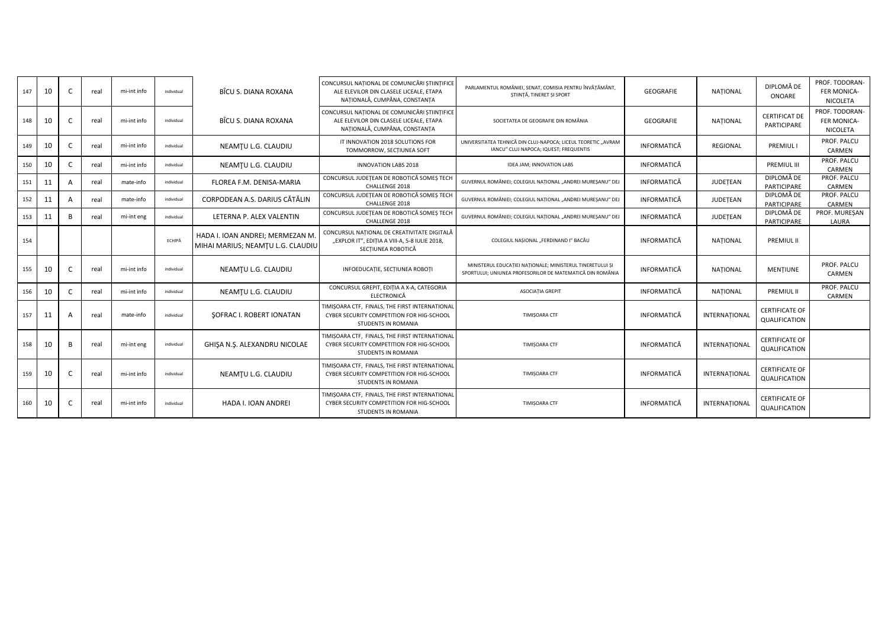| | | | | | | | | | | | | |
|---|---|---|---|---|---|---|---|---|---|---|---|---|
| 147 | 10 | C | real | mi-int info | individual | BÎCU S. DIANA ROXANA | CONCURSUL NAȚIONAL DE COMUNICĂRI ȘTIINȚIFICE ALE ELEVILOR DIN CLASELE LICEALE, ETAPA NAȚIONALĂ, CUMPĂNA, CONSTANȚA | PARLAMENTUL ROMÂNIEI, SENAT, COMISIA PENTRU ÎNVĂȚĂMÂNT, ȘTIINȚĂ, TINERET ȘI SPORT | GEOGRAFIE | NAȚIONAL | DIPLOMĂ DE ONOARE | PROF. TODORAN-FER MONICA-NICOLETA |
| 148 | 10 | C | real | mi-int info | individual | BÎCU S. DIANA ROXANA | CONCURSUL NAȚIONAL DE COMUNICĂRI ȘTIINȚIFICE ALE ELEVILOR DIN CLASELE LICEALE, ETAPA NAȚIONALĂ, CUMPĂNA, CONSTANȚA | SOCIETATEA DE GEOGRAFIE DIN ROMÂNIA | GEOGRAFIE | NAȚIONAL | CERTIFICAT DE PARTICIPARE | PROF. TODORAN-FER MONICA-NICOLETA |
| 149 | 10 | C | real | mi-int info | individual | NEAMȚU L.G. CLAUDIU | IT INNOVATION 2018 SOLUTIONS FOR TOMMORROW, SECȚIUNEA SOFT | UNIVERSITATEA TEHNICĂ DIN CLUJ-NAPOCA; LICEUL TEORETIC „AVRAM IANCU" CLUJ NAPOCA; IQUEST; FREQUENTIS | INFORMATICĂ | REGIONAL | PREMIUL I | PROF. PALCU CARMEN |
| 150 | 10 | C | real | mi-int info | individual | NEAMȚU L.G. CLAUDIU | INNOVATION LABS 2018 | IDEA JAM; INNOVATION LABS | INFORMATICĂ | | PREMIUL III | PROF. PALCU CARMEN |
| 151 | 11 | A | real | mate-info | individual | FLOREA F.M. DENISA-MARIA | CONCURSUL JUDEȚEAN DE ROBOTICĂ SOMEȘ TECH CHALLENGE 2018 | GUVERNUL ROMÂNIEI; COLEGIUL NAȚIONAL „ANDREI MUREȘANU" DEJ | INFORMATICĂ | JUDEȚEAN | DIPLOMĂ DE PARTICIPARE | PROF. PALCU CARMEN |
| 152 | 11 | A | real | mate-info | individual | CORPODEAN A.S. DARIUS CĂTĂLIN | CONCURSUL JUDEȚEAN DE ROBOTICĂ SOMEȘ TECH CHALLENGE 2018 | GUVERNUL ROMÂNIEI; COLEGIUL NAȚIONAL „ANDREI MUREȘANU" DEJ | INFORMATICĂ | JUDEȚEAN | DIPLOMĂ DE PARTICIPARE | PROF. PALCU CARMEN |
| 153 | 11 | B | real | mi-int eng | individual | LETERNA P. ALEX VALENTIN | CONCURSUL JUDEȚEAN DE ROBOTICĂ SOMEȘ TECH CHALLENGE 2018 | GUVERNUL ROMÂNIEI; COLEGIUL NAȚIONAL „ANDREI MUREȘANU" DEJ | INFORMATICĂ | JUDEȚEAN | DIPLOMĂ DE PARTICIPARE | PROF. MUREȘAN LAURA |
| 154 | | | | | ECHIPĂ | HADA I. IOAN ANDREI; MERMEZAN M. MIHAI MARIUS; NEAMȚU L.G. CLAUDIU | CONCURSUL NAȚIONAL DE CREATIVITATE DIGITALĂ „EXPLOR IT", EDIȚIA A VIII-A, 5-8 IULIE 2018, SECȚIUNEA ROBOTICĂ | COLEGIUL NAȘIONAL „FERDINAND I" BACĂU | INFORMATICĂ | NAȚIONAL | PREMIUL II | |
| 155 | 10 | C | real | mi-int info | individual | NEAMȚU L.G. CLAUDIU | INFOEDUCAȚIE, SECȚIUNEA ROBOȚI | MINISTERUL EDUCAȚIEI NAȚIONALE; MINISTERUL TINERETULUI ȘI SPORTULUI; UNIUNEA PROFESORILOR DE MATEMATICĂ DIN ROMÂNIA | INFORMATICĂ | NAȚIONAL | MENȚIUNE | PROF. PALCU CARMEN |
| 156 | 10 | C | real | mi-int info | individual | NEAMȚU L.G. CLAUDIU | CONCURSUL GREPIT, EDIȚIA A X-A, CATEGORIA ELECTRONICĂ | ASOCIAȚIA GREPIT | INFORMATICĂ | NAȚIONAL | PREMIUL II | PROF. PALCU CARMEN |
| 157 | 11 | A | real | mate-info | individual | ȘOFRAC I. ROBERT IONATAN | TIMIȘOARA CTF, FINALS, THE FIRST INTERNATIONAL CYBER SECURITY COMPETITION FOR HIG-SCHOOL STUDENTS IN ROMANIA | TIMIȘOARA CTF | INFORMATICĂ | INTERNAȚIONAL | CERTIFICATE OF QUALIFICATION | |
| 158 | 10 | B | real | mi-int eng | individual | GHIȘA N.Ș. ALEXANDRU NICOLAE | TIMIȘOARA CTF, FINALS, THE FIRST INTERNATIONAL CYBER SECURITY COMPETITION FOR HIG-SCHOOL STUDENTS IN ROMANIA | TIMIȘOARA CTF | INFORMATICĂ | INTERNAȚIONAL | CERTIFICATE OF QUALIFICATION | |
| 159 | 10 | C | real | mi-int info | individual | NEAMȚU L.G. CLAUDIU | TIMIȘOARA CTF, FINALS, THE FIRST INTERNATIONAL CYBER SECURITY COMPETITION FOR HIG-SCHOOL STUDENTS IN ROMANIA | TIMIȘOARA CTF | INFORMATICĂ | INTERNAȚIONAL | CERTIFICATE OF QUALIFICATION | |
| 160 | 10 | C | real | mi-int info | individual | HADA I. IOAN ANDREI | TIMIȘOARA CTF, FINALS, THE FIRST INTERNATIONAL CYBER SECURITY COMPETITION FOR HIG-SCHOOL STUDENTS IN ROMANIA | TIMIȘOARA CTF | INFORMATICĂ | INTERNAȚIONAL | CERTIFICATE OF QUALIFICATION | |